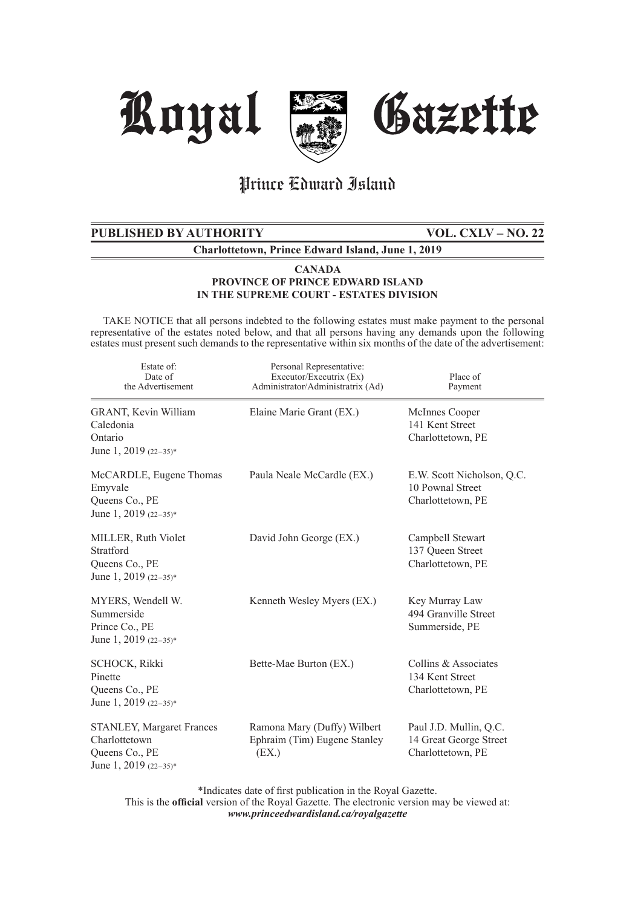# Royal Gazette

## Prince Edward Island

**PUBLISHED BY AUTHORITY** **VOL. CXLV – NO. 22**

**Charlottetown, Prince Edward Island, June 1, 2019**

**CANADA**
**PROVINCE OF PRINCE EDWARD ISLAND**
**IN THE SUPREME COURT - ESTATES DIVISION**

TAKE NOTICE that all persons indebted to the following estates must make payment to the personal representative of the estates noted below, and that all persons having any demands upon the following estates must present such demands to the representative within six months of the date of the advertisement:

| Estate of: Date of the Advertisement | Personal Representative: Executor/Executrix (Ex) Administrator/Administratrix (Ad) | Place of Payment |
|---|---|---|
| GRANT, Kevin William<br>Caledonia<br>Ontario<br>June 1, 2019 (22–35)* | Elaine Marie Grant (EX.) | McInnes Cooper<br>141 Kent Street<br>Charlottetown, PE |
| McCARDLE, Eugene Thomas<br>Emyvale<br>Queens Co., PE<br>June 1, 2019 (22–35)* | Paula Neale McCardle (EX.) | E.W. Scott Nicholson, Q.C.<br>10 Pownal Street<br>Charlottetown, PE |
| MILLER, Ruth Violet<br>Stratford<br>Queens Co., PE<br>June 1, 2019 (22–35)* | David John George (EX.) | Campbell Stewart<br>137 Queen Street<br>Charlottetown, PE |
| MYERS, Wendell W.<br>Summerside<br>Prince Co., PE<br>June 1, 2019 (22–35)* | Kenneth Wesley Myers (EX.) | Key Murray Law<br>494 Granville Street<br>Summerside, PE |
| SCHOCK, Rikki<br>Pinette<br>Queens Co., PE<br>June 1, 2019 (22–35)* | Bette-Mae Burton (EX.) | Collins & Associates<br>134 Kent Street<br>Charlottetown, PE |
| STANLEY, Margaret Frances<br>Charlottetown<br>Queens Co., PE<br>June 1, 2019 (22–35)* | Ramona Mary (Duffy) Wilbert<br>Ephraim (Tim) Eugene Stanley<br>(EX.) | Paul J.D. Mullin, Q.C.<br>14 Great George Street<br>Charlottetown, PE |

*Indicates date of first publication in the Royal Gazette.
This is the **official** version of the Royal Gazette. The electronic version may be viewed at:
***www.princeedwardisland.ca/royalgazette***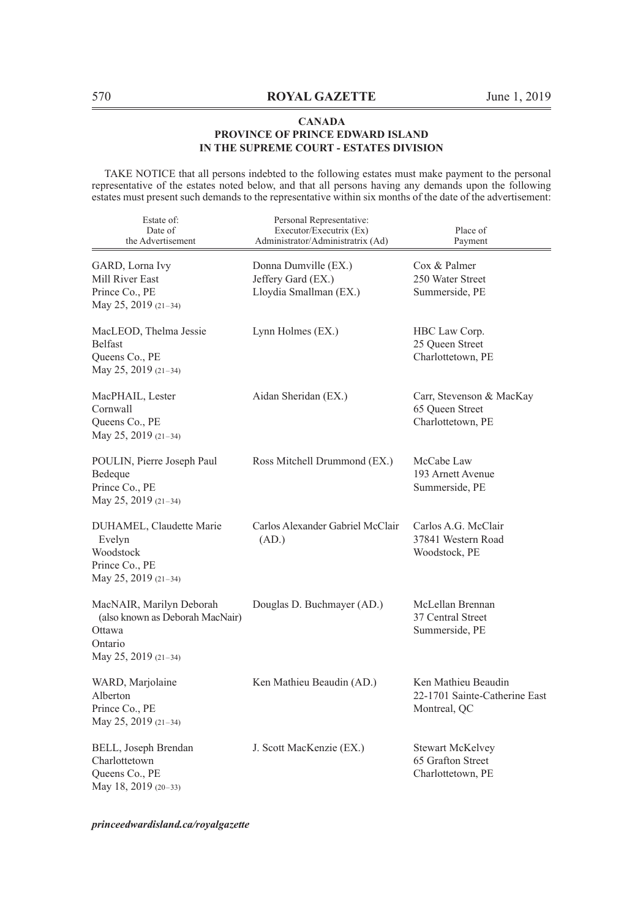**CANADA**
**PROVINCE OF PRINCE EDWARD ISLAND**
**IN THE SUPREME COURT - ESTATES DIVISION**

TAKE NOTICE that all persons indebted to the following estates must make payment to the personal representative of the estates noted below, and that all persons having any demands upon the following estates must present such demands to the representative within six months of the date of the advertisement:

| Estate of: Date of the Advertisement | Personal Representative: Executor/Executrix (Ex) Administrator/Administratrix (Ad) | Place of Payment |
|---|---|---|
| GARD, Lorna Ivy<br>Mill River East<br>Prince Co., PE<br>May 25, 2019 (21–34) | Donna Dumville (EX.)<br>Jeffery Gard (EX.)<br>Lloydia Smallman (EX.) | Cox & Palmer<br>250 Water Street<br>Summerside, PE |
| MacLEOD, Thelma Jessie<br>Belfast<br>Queens Co., PE<br>May 25, 2019 (21–34) | Lynn Holmes (EX.) | HBC Law Corp.<br>25 Queen Street<br>Charlottetown, PE |
| MacPHAIL, Lester<br>Cornwall<br>Queens Co., PE<br>May 25, 2019 (21–34) | Aidan Sheridan (EX.) | Carr, Stevenson & MacKay<br>65 Queen Street<br>Charlottetown, PE |
| POULIN, Pierre Joseph Paul<br>Bedeque<br>Prince Co., PE<br>May 25, 2019 (21–34) | Ross Mitchell Drummond (EX.) | McCabe Law<br>193 Arnett Avenue<br>Summerside, PE |
| DUHAMEL, Claudette Marie Evelyn<br>Woodstock<br>Prince Co., PE<br>May 25, 2019 (21–34) | Carlos Alexander Gabriel McClair (AD.) | Carlos A.G. McClair<br>37841 Western Road<br>Woodstock, PE |
| MacNAIR, Marilyn Deborah (also known as Deborah MacNair)<br>Ottawa<br>Ontario<br>May 25, 2019 (21–34) | Douglas D. Buchmayer (AD.) | McLellan Brennan<br>37 Central Street<br>Summerside, PE |
| WARD, Marjolaine<br>Alberton<br>Prince Co., PE<br>May 25, 2019 (21–34) | Ken Mathieu Beaudin (AD.) | Ken Mathieu Beaudin<br>22-1701 Sainte-Catherine East<br>Montreal, QC |
| BELL, Joseph Brendan<br>Charlottetown<br>Queens Co., PE<br>May 18, 2019 (20–33) | J. Scott MacKenzie (EX.) | Stewart McKelvey<br>65 Grafton Street<br>Charlottetown, PE |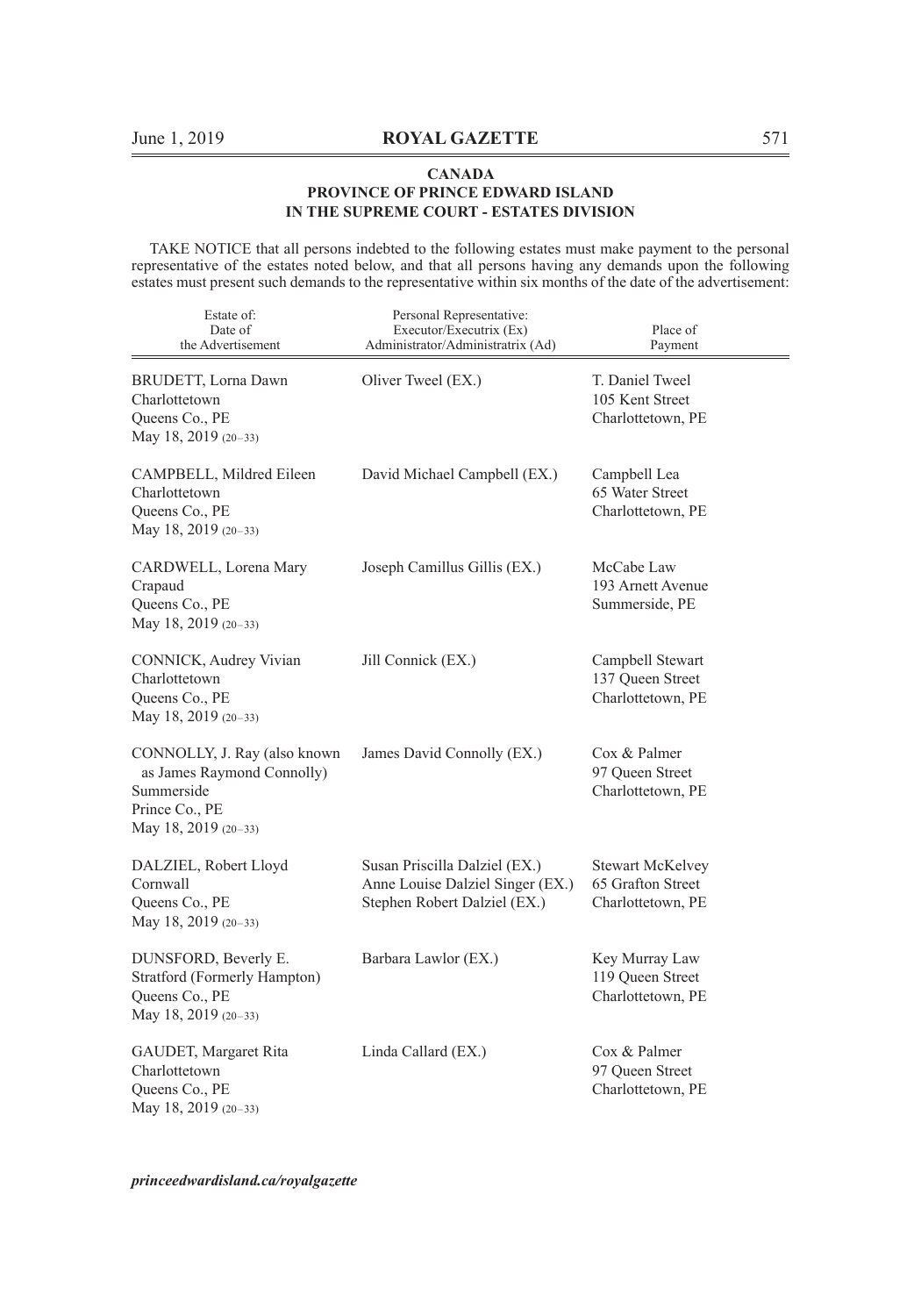**CANADA**
**PROVINCE OF PRINCE EDWARD ISLAND**
**IN THE SUPREME COURT - ESTATES DIVISION**

TAKE NOTICE that all persons indebted to the following estates must make payment to the personal representative of the estates noted below, and that all persons having any demands upon the following estates must present such demands to the representative within six months of the date of the advertisement:

| Estate of: Date of the Advertisement | Personal Representative: Executor/Executrix (Ex) Administrator/Administratrix (Ad) | Place of Payment |
|---|---|---|
| BRUDETT, Lorna Dawn<br>Charlottetown<br>Queens Co., PE<br>May 18, 2019 (20–33) | Oliver Tweel (EX.) | T. Daniel Tweel<br>105 Kent Street<br>Charlottetown, PE |
| CAMPBELL, Mildred Eileen<br>Charlottetown<br>Queens Co., PE<br>May 18, 2019 (20–33) | David Michael Campbell (EX.) | Campbell Lea<br>65 Water Street<br>Charlottetown, PE |
| CARDWELL, Lorena Mary<br>Crapaud<br>Queens Co., PE<br>May 18, 2019 (20–33) | Joseph Camillus Gillis (EX.) | McCabe Law<br>193 Arnett Avenue<br>Summerside, PE |
| CONNICK, Audrey Vivian<br>Charlottetown<br>Queens Co., PE<br>May 18, 2019 (20–33) | Jill Connick (EX.) | Campbell Stewart<br>137 Queen Street<br>Charlottetown, PE |
| CONNOLLY, J. Ray (also known as James Raymond Connolly)<br>Summerside<br>Prince Co., PE<br>May 18, 2019 (20–33) | James David Connolly (EX.) | Cox & Palmer<br>97 Queen Street<br>Charlottetown, PE |
| DALZIEL, Robert Lloyd<br>Cornwall<br>Queens Co., PE<br>May 18, 2019 (20–33) | Susan Priscilla Dalziel (EX.)<br>Anne Louise Dalziel Singer (EX.)<br>Stephen Robert Dalziel (EX.) | Stewart McKelvey<br>65 Grafton Street<br>Charlottetown, PE |
| DUNSFORD, Beverly E.<br>Stratford (Formerly Hampton)<br>Queens Co., PE<br>May 18, 2019 (20–33) | Barbara Lawlor (EX.) | Key Murray Law<br>119 Queen Street<br>Charlottetown, PE |
| GAUDET, Margaret Rita<br>Charlottetown<br>Queens Co., PE<br>May 18, 2019 (20–33) | Linda Callard (EX.) | Cox & Palmer<br>97 Queen Street<br>Charlottetown, PE |

*princeedwardisland.ca/royalgazette*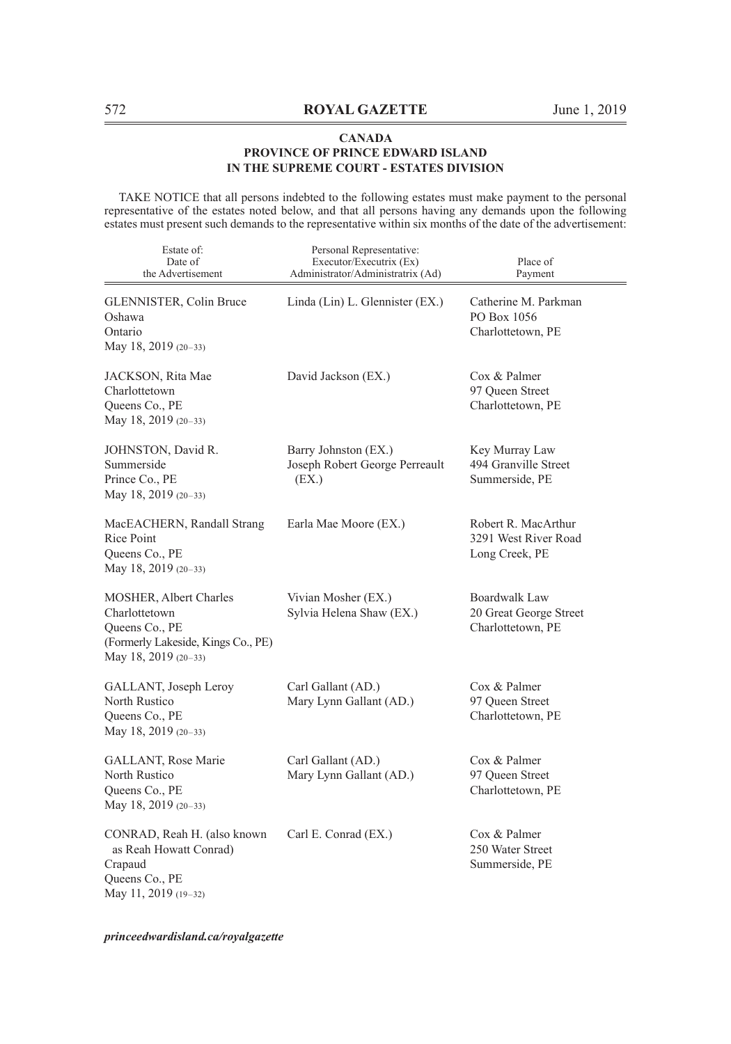**CANADA**
**PROVINCE OF PRINCE EDWARD ISLAND**
**IN THE SUPREME COURT - ESTATES DIVISION**

TAKE NOTICE that all persons indebted to the following estates must make payment to the personal representative of the estates noted below, and that all persons having any demands upon the following estates must present such demands to the representative within six months of the date of the advertisement:

| Estate of: Date of the Advertisement | Personal Representative: Executor/Executrix (Ex) Administrator/Administratrix (Ad) | Place of Payment |
|---|---|---|
| GLENNISTER, Colin Bruce<br>Oshawa<br>Ontario<br>May 18, 2019 (20–33) | Linda (Lin) L. Glennister (EX.) | Catherine M. Parkman<br>PO Box 1056<br>Charlottetown, PE |
| JACKSON, Rita Mae<br>Charlottetown<br>Queens Co., PE<br>May 18, 2019 (20–33) | David Jackson (EX.) | Cox & Palmer<br>97 Queen Street<br>Charlottetown, PE |
| JOHNSTON, David R.<br>Summerside<br>Prince Co., PE<br>May 18, 2019 (20–33) | Barry Johnston (EX.)<br>Joseph Robert George Perreault (EX.) | Key Murray Law<br>494 Granville Street<br>Summerside, PE |
| MacEACHERN, Randall Strang<br>Rice Point<br>Queens Co., PE<br>May 18, 2019 (20–33) | Earla Mae Moore (EX.) | Robert R. MacArthur<br>3291 West River Road<br>Long Creek, PE |
| MOSHER, Albert Charles<br>Charlottetown<br>Queens Co., PE<br>(Formerly Lakeside, Kings Co., PE)<br>May 18, 2019 (20–33) | Vivian Mosher (EX.)<br>Sylvia Helena Shaw (EX.) | Boardwalk Law<br>20 Great George Street<br>Charlottetown, PE |
| GALLANT, Joseph Leroy<br>North Rustico<br>Queens Co., PE<br>May 18, 2019 (20–33) | Carl Gallant (AD.)<br>Mary Lynn Gallant (AD.) | Cox & Palmer<br>97 Queen Street<br>Charlottetown, PE |
| GALLANT, Rose Marie<br>North Rustico<br>Queens Co., PE<br>May 18, 2019 (20–33) | Carl Gallant (AD.)<br>Mary Lynn Gallant (AD.) | Cox & Palmer<br>97 Queen Street<br>Charlottetown, PE |
| CONRAD, Reah H. (also known as Reah Howatt Conrad)<br>Crapaud<br>Queens Co., PE<br>May 11, 2019 (19–32) | Carl E. Conrad (EX.) | Cox & Palmer<br>250 Water Street<br>Summerside, PE |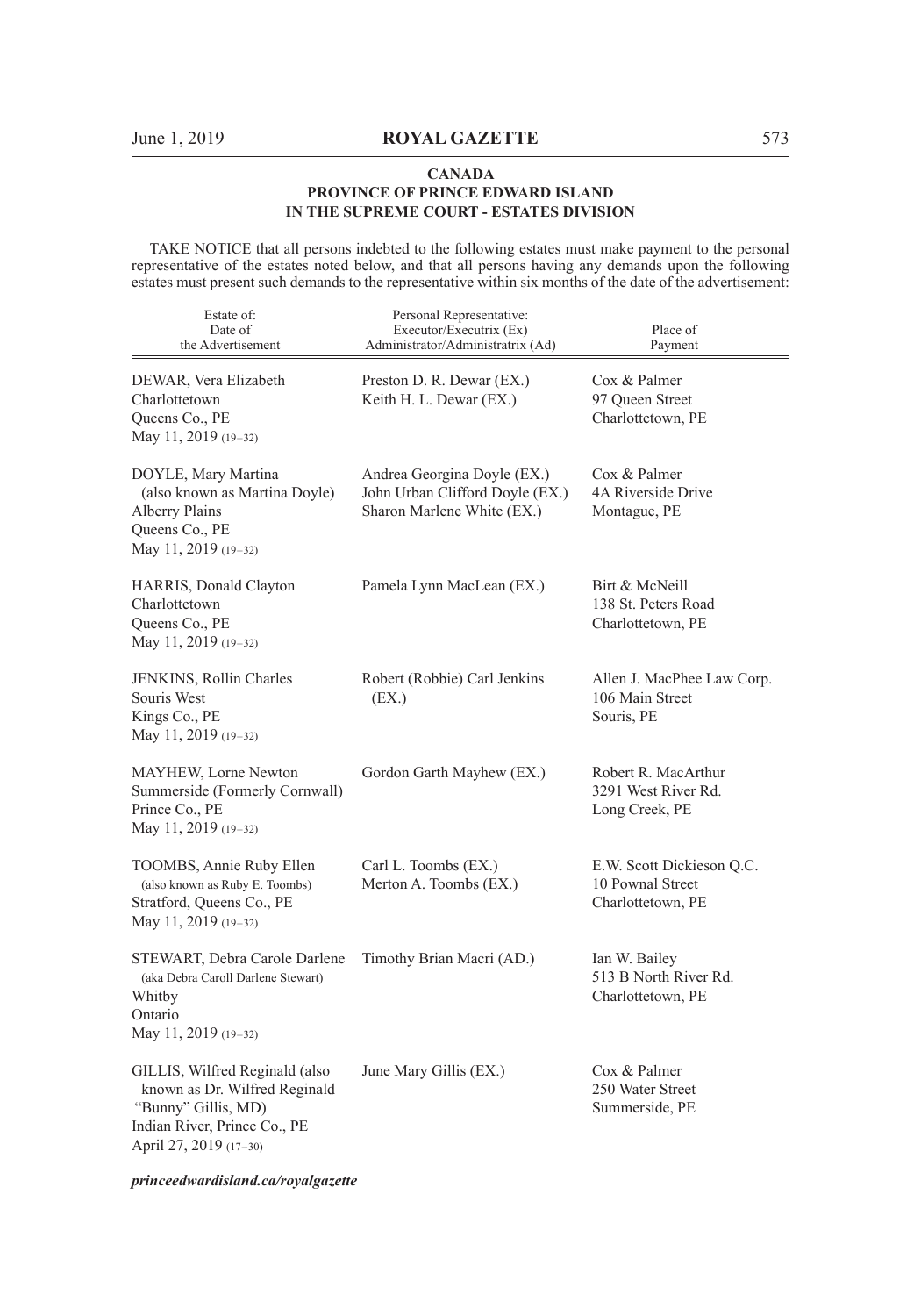**CANADA**
**PROVINCE OF PRINCE EDWARD ISLAND**
**IN THE SUPREME COURT - ESTATES DIVISION**

TAKE NOTICE that all persons indebted to the following estates must make payment to the personal representative of the estates noted below, and that all persons having any demands upon the following estates must present such demands to the representative within six months of the date of the advertisement:

| Estate of: Date of the Advertisement | Personal Representative: Executor/Executrix (Ex) Administrator/Administratrix (Ad) | Place of Payment |
|---|---|---|
| DEWAR, Vera Elizabeth<br>Charlottetown<br>Queens Co., PE<br>May 11, 2019 (19–32) | Preston D. R. Dewar (EX.)<br>Keith H. L. Dewar (EX.) | Cox & Palmer<br>97 Queen Street<br>Charlottetown, PE |
| DOYLE, Mary Martina<br>(also known as Martina Doyle)<br>Alberry Plains<br>Queens Co., PE<br>May 11, 2019 (19–32) | Andrea Georgina Doyle (EX.)<br>John Urban Clifford Doyle (EX.)<br>Sharon Marlene White (EX.) | Cox & Palmer<br>4A Riverside Drive<br>Montague, PE |
| HARRIS, Donald Clayton<br>Charlottetown<br>Queens Co., PE<br>May 11, 2019 (19–32) | Pamela Lynn MacLean (EX.) | Birt & McNeill<br>138 St. Peters Road<br>Charlottetown, PE |
| JENKINS, Rollin Charles<br>Souris West<br>Kings Co., PE<br>May 11, 2019 (19–32) | Robert (Robbie) Carl Jenkins (EX.) | Allen J. MacPhee Law Corp.<br>106 Main Street<br>Souris, PE |
| MAYHEW, Lorne Newton<br>Summerside (Formerly Cornwall)<br>Prince Co., PE<br>May 11, 2019 (19–32) | Gordon Garth Mayhew (EX.) | Robert R. MacArthur<br>3291 West River Rd.<br>Long Creek, PE |
| TOOMBS, Annie Ruby Ellen<br>(also known as Ruby E. Toombs)<br>Stratford, Queens Co., PE<br>May 11, 2019 (19–32) | Carl L. Toombs (EX.)<br>Merton A. Toombs (EX.) | E.W. Scott Dickieson Q.C.<br>10 Pownal Street<br>Charlottetown, PE |
| STEWART, Debra Carole Darlene<br>(aka Debra Caroll Darlene Stewart)<br>Whitby<br>Ontario<br>May 11, 2019 (19–32) | Timothy Brian Macri (AD.) | Ian W. Bailey<br>513 B North River Rd.<br>Charlottetown, PE |
| GILLIS, Wilfred Reginald (also known as Dr. Wilfred Reginald "Bunny" Gillis, MD)<br>Indian River, Prince Co., PE<br>April 27, 2019 (17–30) | June Mary Gillis (EX.) | Cox & Palmer<br>250 Water Street<br>Summerside, PE |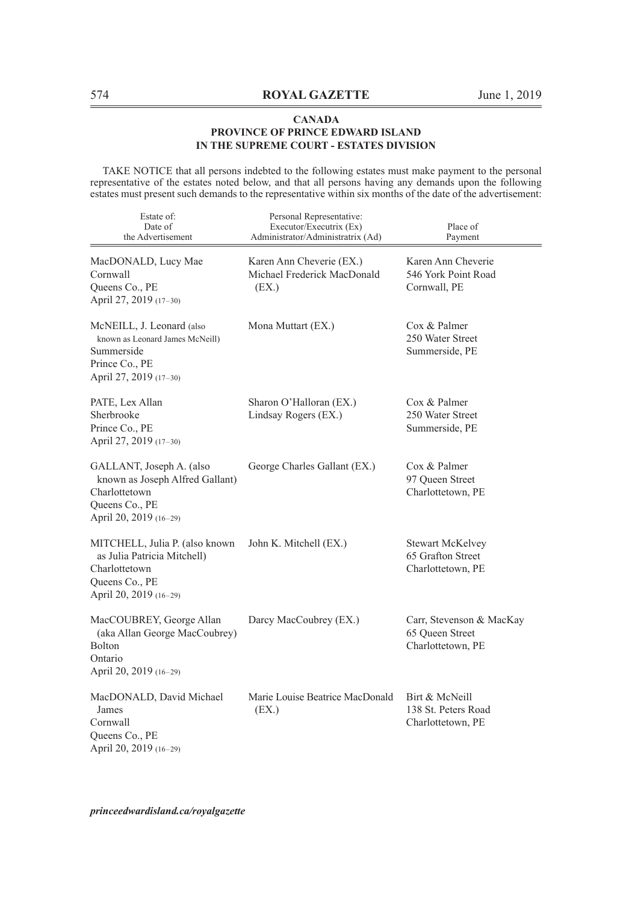**CANADA**
**PROVINCE OF PRINCE EDWARD ISLAND**
**IN THE SUPREME COURT - ESTATES DIVISION**

TAKE NOTICE that all persons indebted to the following estates must make payment to the personal representative of the estates noted below, and that all persons having any demands upon the following estates must present such demands to the representative within six months of the date of the advertisement:

| Estate of: Date of the Advertisement | Personal Representative: Executor/Executrix (Ex) Administrator/Administratrix (Ad) | Place of Payment |
|---|---|---|
| MacDONALD, Lucy Mae<br>Cornwall<br>Queens Co., PE<br>April 27, 2019 (17–30) | Karen Ann Cheverie (EX.)<br>Michael Frederick MacDonald (EX.) | Karen Ann Cheverie<br>546 York Point Road<br>Cornwall, PE |
| McNEILL, J. Leonard (also known as Leonard James McNeill)<br>Summerside<br>Prince Co., PE<br>April 27, 2019 (17–30) | Mona Muttart (EX.) | Cox & Palmer<br>250 Water Street<br>Summerside, PE |
| PATE, Lex Allan<br>Sherbrooke<br>Prince Co., PE<br>April 27, 2019 (17–30) | Sharon O'Halloran (EX.)<br>Lindsay Rogers (EX.) | Cox & Palmer<br>250 Water Street<br>Summerside, PE |
| GALLANT, Joseph A. (also known as Joseph Alfred Gallant)<br>Charlottetown<br>Queens Co., PE<br>April 20, 2019 (16–29) | George Charles Gallant (EX.) | Cox & Palmer<br>97 Queen Street<br>Charlottetown, PE |
| MITCHELL, Julia P. (also known as Julia Patricia Mitchell)<br>Charlottetown<br>Queens Co., PE<br>April 20, 2019 (16–29) | John K. Mitchell (EX.) | Stewart McKelvey<br>65 Grafton Street<br>Charlottetown, PE |
| MacCOUBREY, George Allan (aka Allan George MacCoubrey)<br>Bolton<br>Ontario<br>April 20, 2019 (16–29) | Darcy MacCoubrey (EX.) | Carr, Stevenson & MacKay<br>65 Queen Street<br>Charlottetown, PE |
| MacDONALD, David Michael James<br>Cornwall<br>Queens Co., PE<br>April 20, 2019 (16–29) | Marie Louise Beatrice MacDonald (EX.) | Birt & McNeill<br>138 St. Peters Road<br>Charlottetown, PE |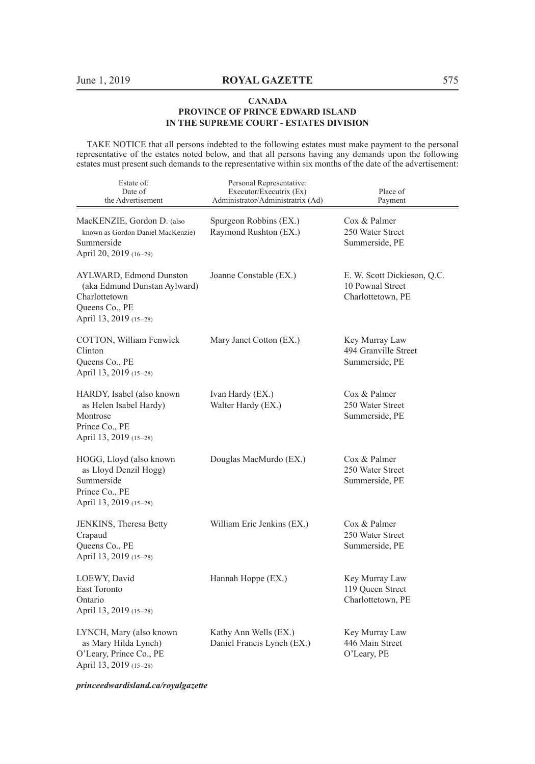**CANADA**
**PROVINCE OF PRINCE EDWARD ISLAND**
**IN THE SUPREME COURT - ESTATES DIVISION**

TAKE NOTICE that all persons indebted to the following estates must make payment to the personal representative of the estates noted below, and that all persons having any demands upon the following estates must present such demands to the representative within six months of the date of the advertisement:

| Estate of: Date of the Advertisement | Personal Representative: Executor/Executrix (Ex) Administrator/Administratrix (Ad) | Place of Payment |
|---|---|---|
| MacKENZIE, Gordon D. (also known as Gordon Daniel MacKenzie) Summerside April 20, 2019 (16–29) | Spurgeon Robbins (EX.) Raymond Rushton (EX.) | Cox & Palmer 250 Water Street Summerside, PE |
| AYLWARD, Edmond Dunston (aka Edmund Dunstan Aylward) Charlottetown Queens Co., PE April 13, 2019 (15–28) | Joanne Constable (EX.) | E. W. Scott Dickieson, Q.C. 10 Pownal Street Charlottetown, PE |
| COTTON, William Fenwick Clinton Queens Co., PE April 13, 2019 (15–28) | Mary Janet Cotton (EX.) | Key Murray Law 494 Granville Street Summerside, PE |
| HARDY, Isabel (also known as Helen Isabel Hardy) Montrose Prince Co., PE April 13, 2019 (15–28) | Ivan Hardy (EX.) Walter Hardy (EX.) | Cox & Palmer 250 Water Street Summerside, PE |
| HOGG, Lloyd (also known as Lloyd Denzil Hogg) Summerside Prince Co., PE April 13, 2019 (15–28) | Douglas MacMurdo (EX.) | Cox & Palmer 250 Water Street Summerside, PE |
| JENKINS, Theresa Betty Crapaud Queens Co., PE April 13, 2019 (15–28) | William Eric Jenkins (EX.) | Cox & Palmer 250 Water Street Summerside, PE |
| LOEWY, David East Toronto Ontario April 13, 2019 (15–28) | Hannah Hoppe (EX.) | Key Murray Law 119 Queen Street Charlottetown, PE |
| LYNCH, Mary (also known as Mary Hilda Lynch) O'Leary, Prince Co., PE April 13, 2019 (15–28) | Kathy Ann Wells (EX.) Daniel Francis Lynch (EX.) | Key Murray Law 446 Main Street O'Leary, PE |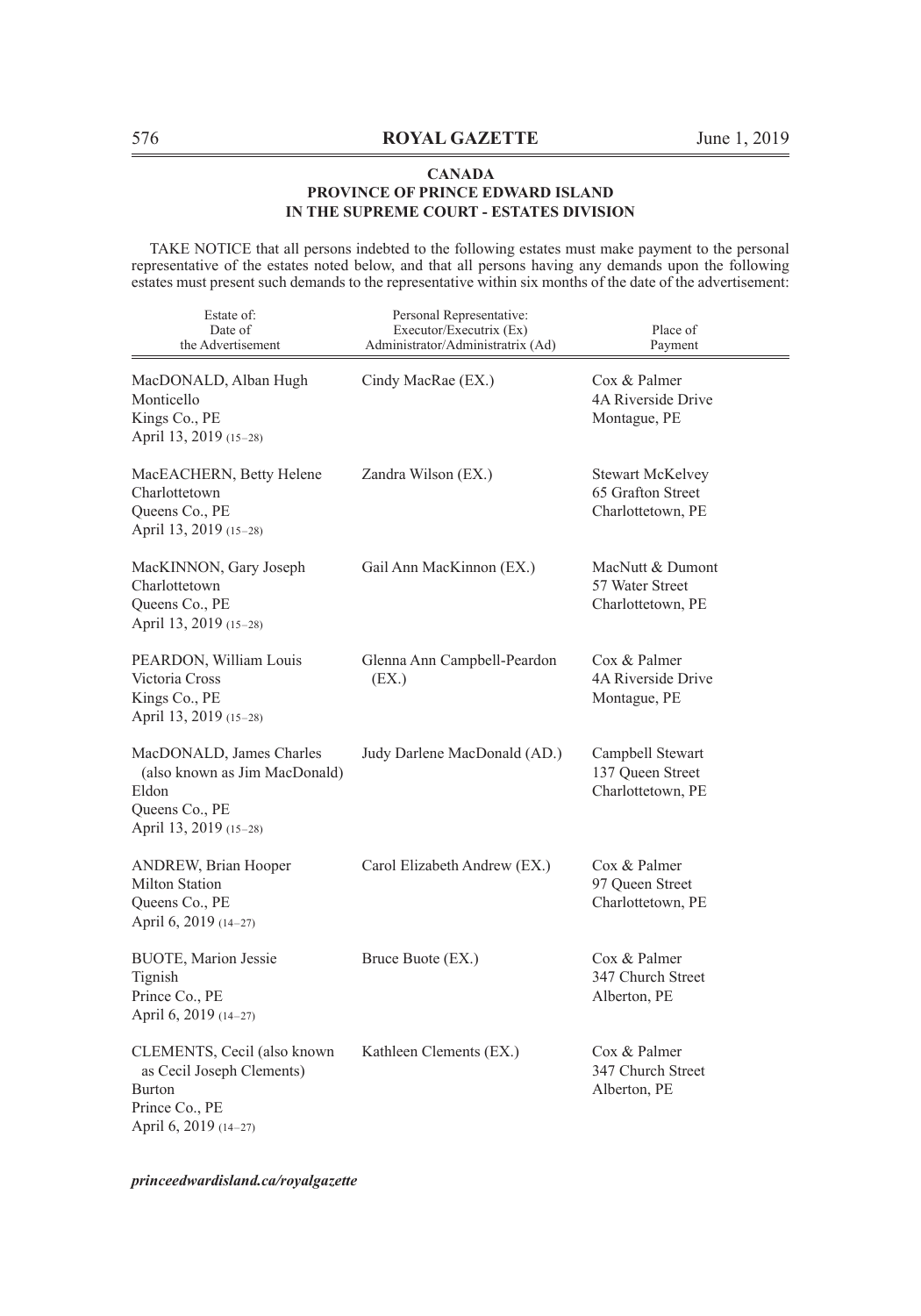# CANADA
## PROVINCE OF PRINCE EDWARD ISLAND
## IN THE SUPREME COURT - ESTATES DIVISION

TAKE NOTICE that all persons indebted to the following estates must make payment to the personal representative of the estates noted below, and that all persons having any demands upon the following estates must present such demands to the representative within six months of the date of the advertisement:

| Estate of: Date of the Advertisement | Personal Representative: Executor/Executrix (Ex) Administrator/Administratrix (Ad) | Place of Payment |
|---|---|---|
| MacDONALD, Alban Hugh<br>Monticello<br>Kings Co., PE<br>April 13, 2019 (15–28) | Cindy MacRae (EX.) | Cox & Palmer<br>4A Riverside Drive<br>Montague, PE |
| MacEACHERN, Betty Helene<br>Charlottetown<br>Queens Co., PE<br>April 13, 2019 (15–28) | Zandra Wilson (EX.) | Stewart McKelvey<br>65 Grafton Street<br>Charlottetown, PE |
| MacKINNON, Gary Joseph<br>Charlottetown<br>Queens Co., PE<br>April 13, 2019 (15–28) | Gail Ann MacKinnon (EX.) | MacNutt & Dumont<br>57 Water Street<br>Charlottetown, PE |
| PEARDON, William Louis<br>Victoria Cross<br>Kings Co., PE<br>April 13, 2019 (15–28) | Glenna Ann Campbell-Peardon (EX.) | Cox & Palmer<br>4A Riverside Drive<br>Montague, PE |
| MacDONALD, James Charles (also known as Jim MacDonald)<br>Eldon<br>Queens Co., PE<br>April 13, 2019 (15–28) | Judy Darlene MacDonald (AD.) | Campbell Stewart<br>137 Queen Street<br>Charlottetown, PE |
| ANDREW, Brian Hooper<br>Milton Station<br>Queens Co., PE<br>April 6, 2019 (14–27) | Carol Elizabeth Andrew (EX.) | Cox & Palmer<br>97 Queen Street<br>Charlottetown, PE |
| BUOTE, Marion Jessie<br>Tignish<br>Prince Co., PE<br>April 6, 2019 (14–27) | Bruce Buote (EX.) | Cox & Palmer<br>347 Church Street<br>Alberton, PE |
| CLEMENTS, Cecil (also known as Cecil Joseph Clements)<br>Burton<br>Prince Co., PE<br>April 6, 2019 (14–27) | Kathleen Clements (EX.) | Cox & Palmer<br>347 Church Street<br>Alberton, PE |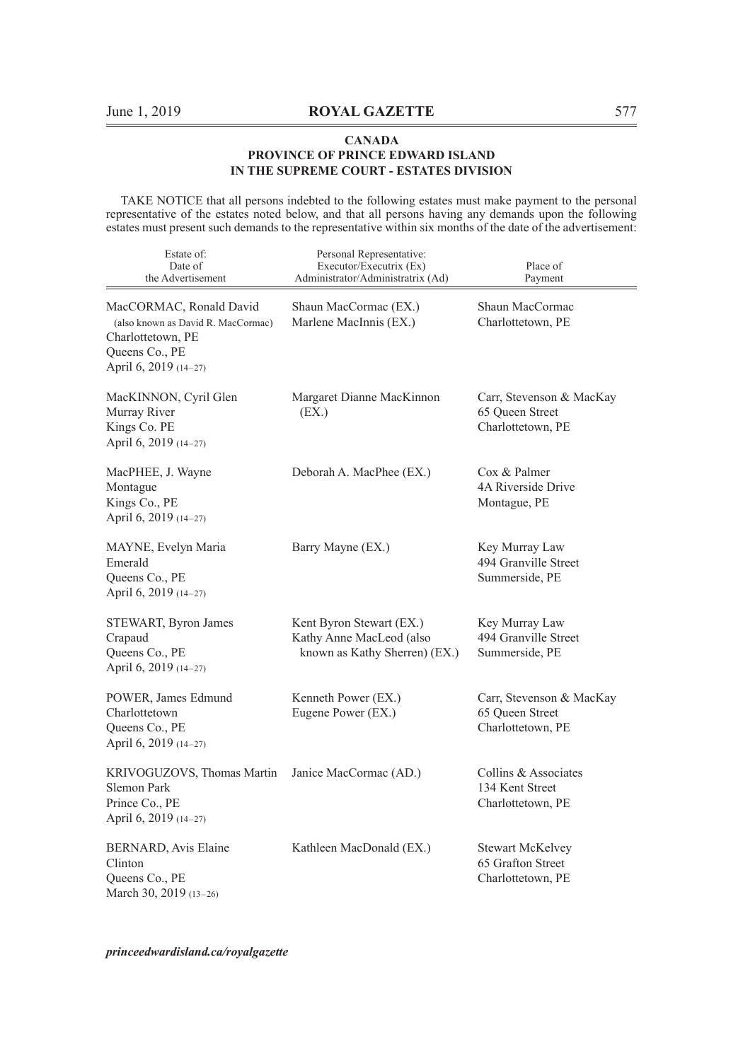**CANADA**
**PROVINCE OF PRINCE EDWARD ISLAND**
**IN THE SUPREME COURT - ESTATES DIVISION**

TAKE NOTICE that all persons indebted to the following estates must make payment to the personal representative of the estates noted below, and that all persons having any demands upon the following estates must present such demands to the representative within six months of the date of the advertisement:

| Estate of: Date of the Advertisement | Personal Representative: Executor/Executrix (Ex) Administrator/Administratrix (Ad) | Place of Payment |
|---|---|---|
| MacCORMAC, Ronald David (also known as David R. MacCormac) Charlottetown, PE Queens Co., PE April 6, 2019 (14–27) | Shaun MacCormac (EX.) Marlene MacInnis (EX.) | Shaun MacCormac Charlottetown, PE |
| MacKINNON, Cyril Glen Murray River Kings Co. PE April 6, 2019 (14–27) | Margaret Dianne MacKinnon (EX.) | Carr, Stevenson & MacKay 65 Queen Street Charlottetown, PE |
| MacPHEE, J. Wayne Montague Kings Co., PE April 6, 2019 (14–27) | Deborah A. MacPhee (EX.) | Cox & Palmer 4A Riverside Drive Montague, PE |
| MAYNE, Evelyn Maria Emerald Queens Co., PE April 6, 2019 (14–27) | Barry Mayne (EX.) | Key Murray Law 494 Granville Street Summerside, PE |
| STEWART, Byron James Crapaud Queens Co., PE April 6, 2019 (14–27) | Kent Byron Stewart (EX.) Kathy Anne MacLeod (also known as Kathy Sherren) (EX.) | Key Murray Law 494 Granville Street Summerside, PE |
| POWER, James Edmund Charlottetown Queens Co., PE April 6, 2019 (14–27) | Kenneth Power (EX.) Eugene Power (EX.) | Carr, Stevenson & MacKay 65 Queen Street Charlottetown, PE |
| KRIVOGUZOVS, Thomas Martin Slemon Park Prince Co., PE April 6, 2019 (14–27) | Janice MacCormac (AD.) | Collins & Associates 134 Kent Street Charlottetown, PE |
| BERNARD, Avis Elaine Clinton Queens Co., PE March 30, 2019 (13–26) | Kathleen MacDonald (EX.) | Stewart McKelvey 65 Grafton Street Charlottetown, PE |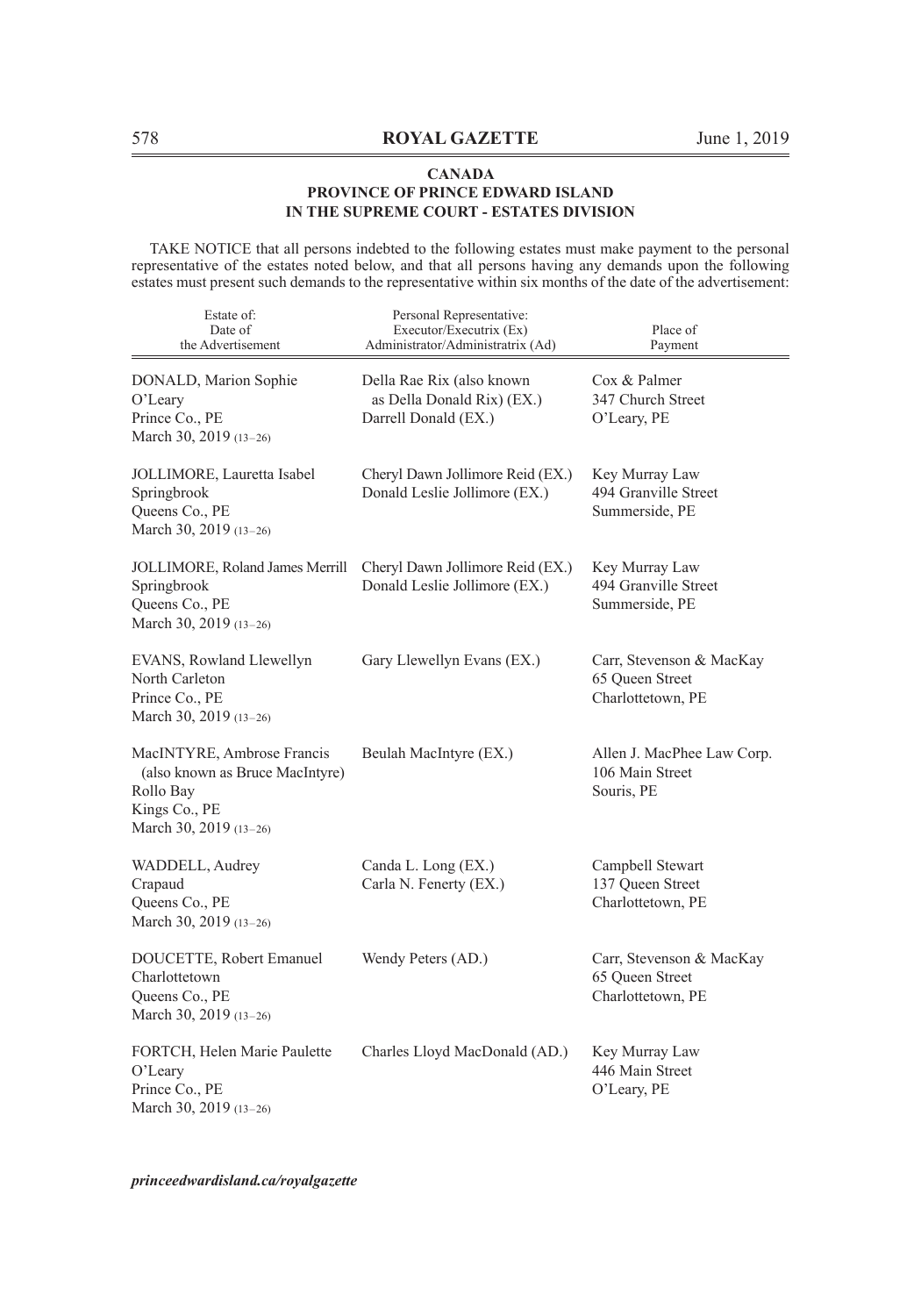**CANADA**
**PROVINCE OF PRINCE EDWARD ISLAND**
**IN THE SUPREME COURT - ESTATES DIVISION**

TAKE NOTICE that all persons indebted to the following estates must make payment to the personal representative of the estates noted below, and that all persons having any demands upon the following estates must present such demands to the representative within six months of the date of the advertisement:

| Estate of: Date of the Advertisement | Personal Representative: Executor/Executrix (Ex) Administrator/Administratrix (Ad) | Place of Payment |
|---|---|---|
| DONALD, Marion Sophie<br>O'Leary<br>Prince Co., PE<br>March 30, 2019 (13–26) | Della Rae Rix (also known as Della Donald Rix) (EX.)<br>Darrell Donald (EX.) | Cox & Palmer<br>347 Church Street<br>O'Leary, PE |
| JOLLIMORE, Lauretta Isabel<br>Springbrook<br>Queens Co., PE<br>March 30, 2019 (13–26) | Cheryl Dawn Jollimore Reid (EX.)<br>Donald Leslie Jollimore (EX.) | Key Murray Law<br>494 Granville Street<br>Summerside, PE |
| JOLLIMORE, Roland James Merrill<br>Springbrook<br>Queens Co., PE<br>March 30, 2019 (13–26) | Cheryl Dawn Jollimore Reid (EX.)<br>Donald Leslie Jollimore (EX.) | Key Murray Law<br>494 Granville Street<br>Summerside, PE |
| EVANS, Rowland Llewellyn<br>North Carleton<br>Prince Co., PE<br>March 30, 2019 (13–26) | Gary Llewellyn Evans (EX.) | Carr, Stevenson & MacKay<br>65 Queen Street<br>Charlottetown, PE |
| MacINTYRE, Ambrose Francis (also known as Bruce MacIntyre)<br>Rollo Bay<br>Kings Co., PE<br>March 30, 2019 (13–26) | Beulah MacIntyre (EX.) | Allen J. MacPhee Law Corp.<br>106 Main Street<br>Souris, PE |
| WADDELL, Audrey<br>Crapaud<br>Queens Co., PE<br>March 30, 2019 (13–26) | Canda L. Long (EX.)<br>Carla N. Fenerty (EX.) | Campbell Stewart<br>137 Queen Street<br>Charlottetown, PE |
| DOUCETTE, Robert Emanuel<br>Charlottetown<br>Queens Co., PE<br>March 30, 2019 (13–26) | Wendy Peters (AD.) | Carr, Stevenson & MacKay<br>65 Queen Street<br>Charlottetown, PE |
| FORTCH, Helen Marie Paulette<br>O'Leary<br>Prince Co., PE<br>March 30, 2019 (13–26) | Charles Lloyd MacDonald (AD.) | Key Murray Law<br>446 Main Street<br>O'Leary, PE |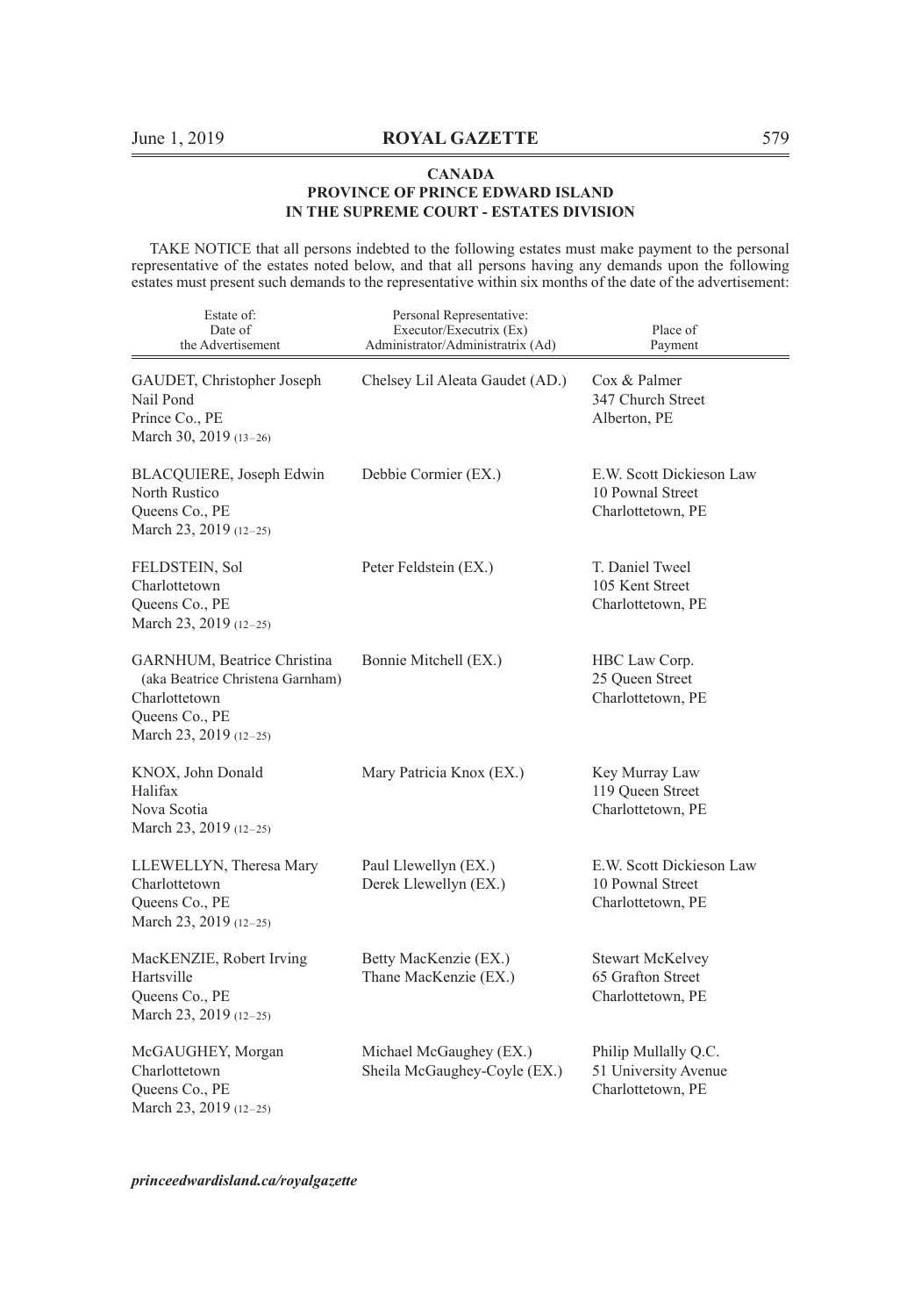**CANADA**
**PROVINCE OF PRINCE EDWARD ISLAND**
**IN THE SUPREME COURT - ESTATES DIVISION**

TAKE NOTICE that all persons indebted to the following estates must make payment to the personal representative of the estates noted below, and that all persons having any demands upon the following estates must present such demands to the representative within six months of the date of the advertisement:

| Estate of: Date of the Advertisement | Personal Representative: Executor/Executrix (Ex) Administrator/Administratrix (Ad) | Place of Payment |
|---|---|---|
| GAUDET, Christopher Joseph<br>Nail Pond<br>Prince Co., PE<br>March 30, 2019 (13–26) | Chelsey Lil Aleata Gaudet (AD.) | Cox & Palmer<br>347 Church Street<br>Alberton, PE |
| BLACQUIERE, Joseph Edwin<br>North Rustico<br>Queens Co., PE<br>March 23, 2019 (12–25) | Debbie Cormier (EX.) | E.W. Scott Dickieson Law<br>10 Pownal Street<br>Charlottetown, PE |
| FELDSTEIN, Sol<br>Charlottetown<br>Queens Co., PE<br>March 23, 2019 (12–25) | Peter Feldstein (EX.) | T. Daniel Tweel<br>105 Kent Street<br>Charlottetown, PE |
| GARNHUM, Beatrice Christina<br>(aka Beatrice Christena Garnham)<br>Charlottetown<br>Queens Co., PE<br>March 23, 2019 (12–25) | Bonnie Mitchell (EX.) | HBC Law Corp.<br>25 Queen Street<br>Charlottetown, PE |
| KNOX, John Donald<br>Halifax<br>Nova Scotia<br>March 23, 2019 (12–25) | Mary Patricia Knox (EX.) | Key Murray Law<br>119 Queen Street<br>Charlottetown, PE |
| LLEWELLYN, Theresa Mary<br>Charlottetown<br>Queens Co., PE<br>March 23, 2019 (12–25) | Paul Llewellyn (EX.)<br>Derek Llewellyn (EX.) | E.W. Scott Dickieson Law<br>10 Pownal Street<br>Charlottetown, PE |
| MacKENZIE, Robert Irving<br>Hartsville<br>Queens Co., PE<br>March 23, 2019 (12–25) | Betty MacKenzie (EX.)<br>Thane MacKenzie (EX.) | Stewart McKelvey<br>65 Grafton Street<br>Charlottetown, PE |
| McGAUGHEY, Morgan<br>Charlottetown<br>Queens Co., PE<br>March 23, 2019 (12–25) | Michael McGaughey (EX.)<br>Sheila McGaughey-Coyle (EX.) | Philip Mullally Q.C.<br>51 University Avenue<br>Charlottetown, PE |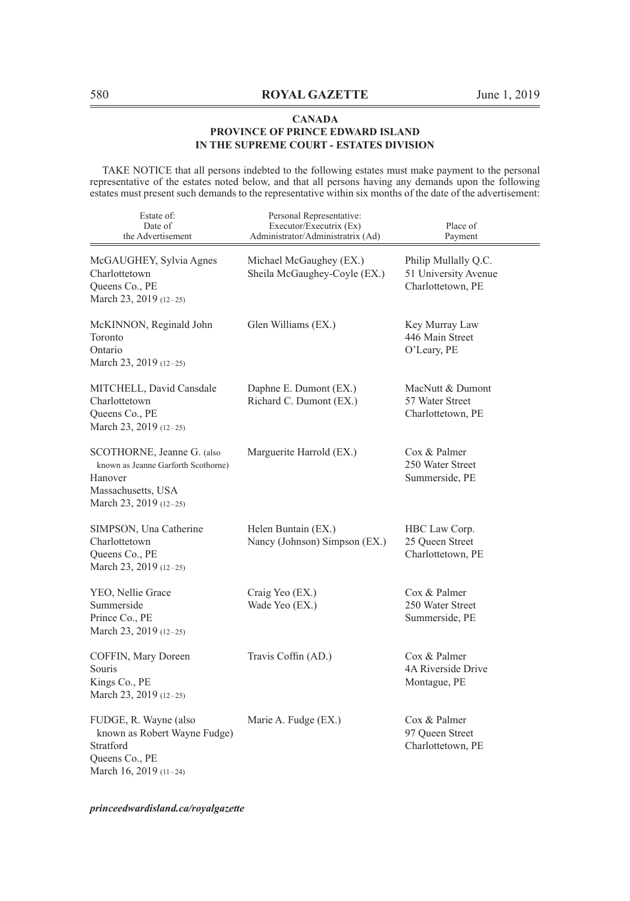**CANADA**
**PROVINCE OF PRINCE EDWARD ISLAND**
**IN THE SUPREME COURT - ESTATES DIVISION**

TAKE NOTICE that all persons indebted to the following estates must make payment to the personal representative of the estates noted below, and that all persons having any demands upon the following estates must present such demands to the representative within six months of the date of the advertisement:

| Estate of: Date of the Advertisement | Personal Representative: Executor/Executrix (Ex) Administrator/Administratrix (Ad) | Place of Payment |
|---|---|---|
| McGAUGHEY, Sylvia Agnes<br>Charlottetown<br>Queens Co., PE<br>March 23, 2019 (12–25) | Michael McGaughey (EX.)<br>Sheila McGaughey-Coyle (EX.) | Philip Mullally Q.C.<br>51 University Avenue<br>Charlottetown, PE |
| McKINNON, Reginald John<br>Toronto<br>Ontario<br>March 23, 2019 (12–25) | Glen Williams (EX.) | Key Murray Law<br>446 Main Street<br>O'Leary, PE |
| MITCHELL, David Cansdale<br>Charlottetown<br>Queens Co., PE<br>March 23, 2019 (12–25) | Daphne E. Dumont (EX.)<br>Richard C. Dumont (EX.) | MacNutt & Dumont<br>57 Water Street<br>Charlottetown, PE |
| SCOTHORNE, Jeanne G. (also known as Jeanne Garforth Scothorne)<br>Hanover<br>Massachusetts, USA<br>March 23, 2019 (12–25) | Marguerite Harrold (EX.) | Cox & Palmer<br>250 Water Street<br>Summerside, PE |
| SIMPSON, Una Catherine<br>Charlottetown<br>Queens Co., PE<br>March 23, 2019 (12–25) | Helen Buntain (EX.)<br>Nancy (Johnson) Simpson (EX.) | HBC Law Corp.<br>25 Queen Street<br>Charlottetown, PE |
| YEO, Nellie Grace<br>Summerside<br>Prince Co., PE<br>March 23, 2019 (12–25) | Craig Yeo (EX.)<br>Wade Yeo (EX.) | Cox & Palmer<br>250 Water Street<br>Summerside, PE |
| COFFIN, Mary Doreen<br>Souris<br>Kings Co., PE<br>March 23, 2019 (12–25) | Travis Coffin (AD.) | Cox & Palmer<br>4A Riverside Drive<br>Montague, PE |
| FUDGE, R. Wayne (also known as Robert Wayne Fudge)<br>Stratford<br>Queens Co., PE<br>March 16, 2019 (11–24) | Marie A. Fudge (EX.) | Cox & Palmer<br>97 Queen Street<br>Charlottetown, PE |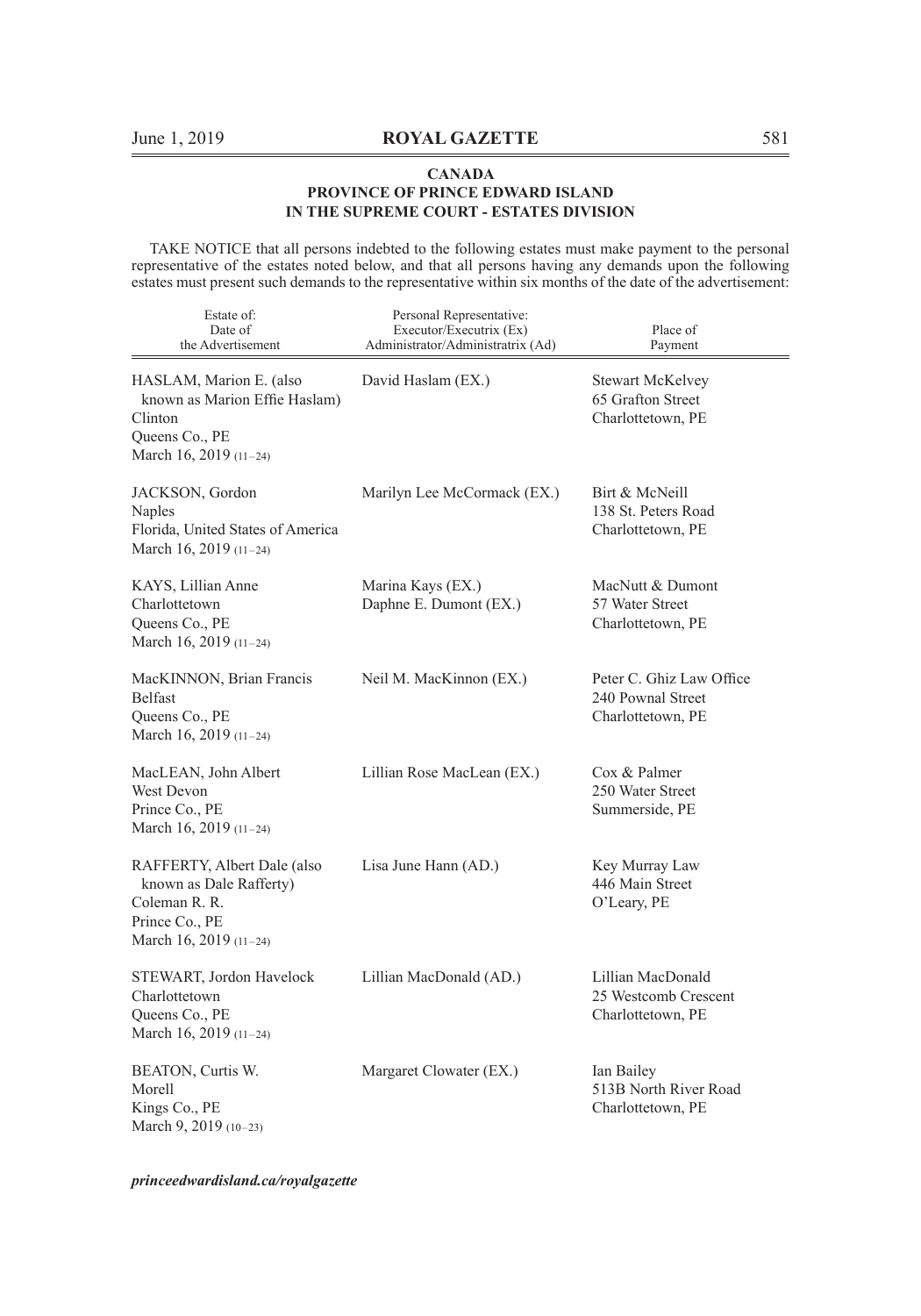**CANADA**
**PROVINCE OF PRINCE EDWARD ISLAND**
**IN THE SUPREME COURT - ESTATES DIVISION**

TAKE NOTICE that all persons indebted to the following estates must make payment to the personal representative of the estates noted below, and that all persons having any demands upon the following estates must present such demands to the representative within six months of the date of the advertisement:

| Estate of: Date of the Advertisement | Personal Representative: Executor/Executrix (Ex) Administrator/Administratrix (Ad) | Place of Payment |
|---|---|---|
| HASLAM, Marion E. (also known as Marion Effie Haslam) Clinton Queens Co., PE March 16, 2019 (11–24) | David Haslam (EX.) | Stewart McKelvey 65 Grafton Street Charlottetown, PE |
| JACKSON, Gordon Naples Florida, United States of America March 16, 2019 (11–24) | Marilyn Lee McCormack (EX.) | Birt & McNeill 138 St. Peters Road Charlottetown, PE |
| KAYS, Lillian Anne Charlottetown Queens Co., PE March 16, 2019 (11–24) | Marina Kays (EX.) Daphne E. Dumont (EX.) | MacNutt & Dumont 57 Water Street Charlottetown, PE |
| MacKINNON, Brian Francis Belfast Queens Co., PE March 16, 2019 (11–24) | Neil M. MacKinnon (EX.) | Peter C. Ghiz Law Office 240 Pownal Street Charlottetown, PE |
| MacLEAN, John Albert West Devon Prince Co., PE March 16, 2019 (11–24) | Lillian Rose MacLean (EX.) | Cox & Palmer 250 Water Street Summerside, PE |
| RAFFERTY, Albert Dale (also known as Dale Rafferty) Coleman R. R. Prince Co., PE March 16, 2019 (11–24) | Lisa June Hann (AD.) | Key Murray Law 446 Main Street O'Leary, PE |
| STEWART, Jordon Havelock Charlottetown Queens Co., PE March 16, 2019 (11–24) | Lillian MacDonald (AD.) | Lillian MacDonald 25 Westcomb Crescent Charlottetown, PE |
| BEATON, Curtis W. Morell Kings Co., PE March 9, 2019 (10–23) | Margaret Clowater (EX.) | Ian Bailey 513B North River Road Charlottetown, PE |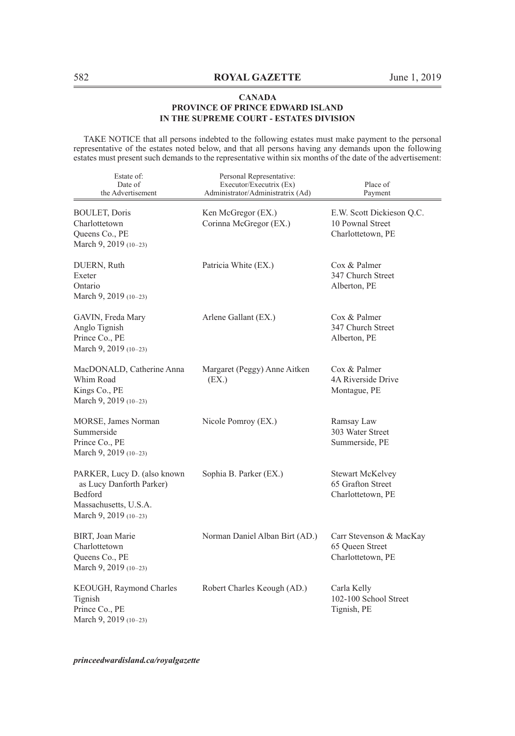**CANADA**
**PROVINCE OF PRINCE EDWARD ISLAND**
**IN THE SUPREME COURT - ESTATES DIVISION**

TAKE NOTICE that all persons indebted to the following estates must make payment to the personal representative of the estates noted below, and that all persons having any demands upon the following estates must present such demands to the representative within six months of the date of the advertisement:

| Estate of: Date of the Advertisement | Personal Representative: Executor/Executrix (Ex) Administrator/Administratrix (Ad) | Place of Payment |
|---|---|---|
| BOULET, Doris<br>Charlottetown<br>Queens Co., PE<br>March 9, 2019 (10–23) | Ken McGregor (EX.)<br>Corinna McGregor (EX.) | E.W. Scott Dickieson Q.C.<br>10 Pownal Street<br>Charlottetown, PE |
| DUERN, Ruth<br>Exeter<br>Ontario<br>March 9, 2019 (10–23) | Patricia White (EX.) | Cox & Palmer<br>347 Church Street<br>Alberton, PE |
| GAVIN, Freda Mary<br>Anglo Tignish<br>Prince Co., PE<br>March 9, 2019 (10–23) | Arlene Gallant (EX.) | Cox & Palmer<br>347 Church Street<br>Alberton, PE |
| MacDONALD, Catherine Anna<br>Whim Road<br>Kings Co., PE<br>March 9, 2019 (10–23) | Margaret (Peggy) Anne Aitken (EX.) | Cox & Palmer<br>4A Riverside Drive<br>Montague, PE |
| MORSE, James Norman<br>Summerside<br>Prince Co., PE<br>March 9, 2019 (10–23) | Nicole Pomroy (EX.) | Ramsay Law<br>303 Water Street<br>Summerside, PE |
| PARKER, Lucy D. (also known as Lucy Danforth Parker)<br>Bedford<br>Massachusetts, U.S.A.<br>March 9, 2019 (10–23) | Sophia B. Parker (EX.) | Stewart McKelvey<br>65 Grafton Street<br>Charlottetown, PE |
| BIRT, Joan Marie<br>Charlottetown<br>Queens Co., PE<br>March 9, 2019 (10–23) | Norman Daniel Alban Birt (AD.) | Carr Stevenson & MacKay<br>65 Queen Street<br>Charlottetown, PE |
| KEOUGH, Raymond Charles<br>Tignish<br>Prince Co., PE<br>March 9, 2019 (10–23) | Robert Charles Keough (AD.) | Carla Kelly<br>102-100 School Street<br>Tignish, PE |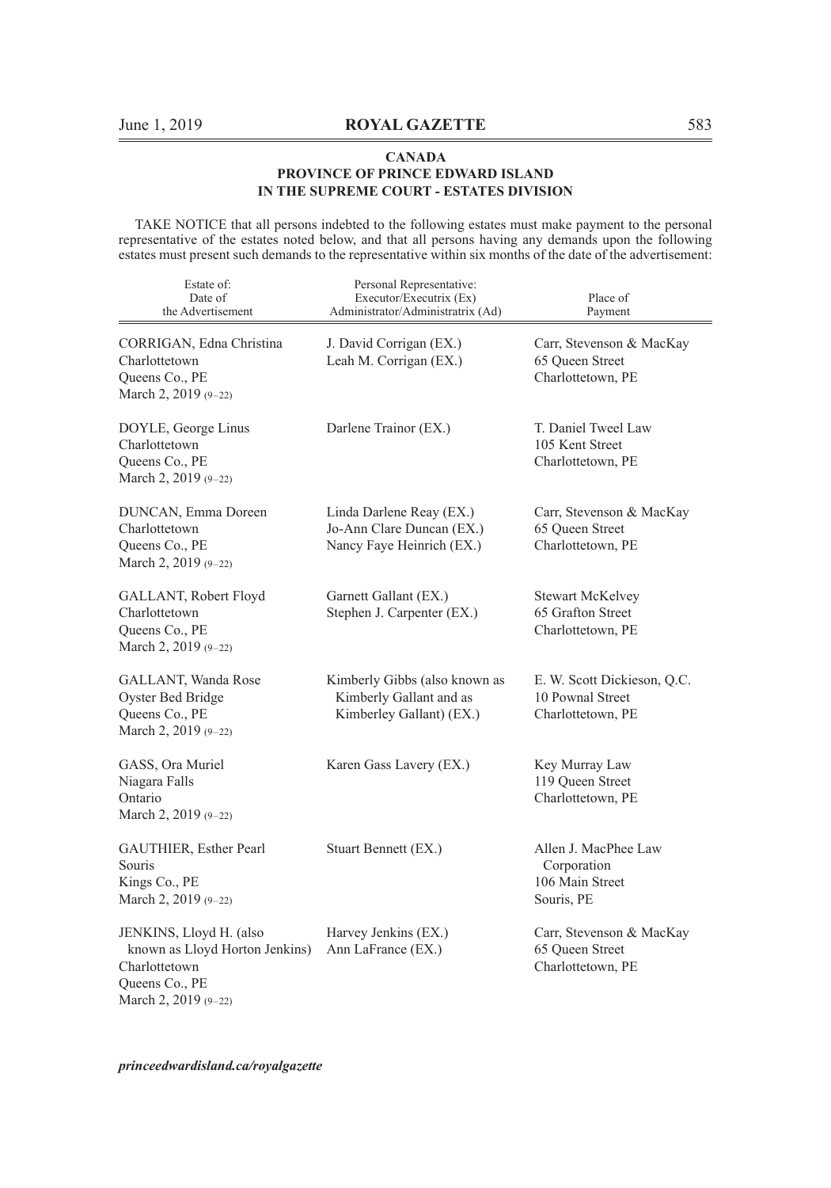**CANADA**
**PROVINCE OF PRINCE EDWARD ISLAND**
**IN THE SUPREME COURT - ESTATES DIVISION**

TAKE NOTICE that all persons indebted to the following estates must make payment to the personal representative of the estates noted below, and that all persons having any demands upon the following estates must present such demands to the representative within six months of the date of the advertisement:

| Estate of: Date of the Advertisement | Personal Representative: Executor/Executrix (Ex) Administrator/Administratrix (Ad) | Place of Payment |
|---|---|---|
| CORRIGAN, Edna Christina<br>Charlottetown<br>Queens Co., PE<br>March 2, 2019 (9–22) | J. David Corrigan (EX.)<br>Leah M. Corrigan (EX.) | Carr, Stevenson & MacKay<br>65 Queen Street<br>Charlottetown, PE |
| DOYLE, George Linus<br>Charlottetown<br>Queens Co., PE<br>March 2, 2019 (9–22) | Darlene Trainor (EX.) | T. Daniel Tweel Law<br>105 Kent Street<br>Charlottetown, PE |
| DUNCAN, Emma Doreen<br>Charlottetown<br>Queens Co., PE<br>March 2, 2019 (9–22) | Linda Darlene Reay (EX.)<br>Jo-Ann Clare Duncan (EX.)<br>Nancy Faye Heinrich (EX.) | Carr, Stevenson & MacKay<br>65 Queen Street<br>Charlottetown, PE |
| GALLANT, Robert Floyd<br>Charlottetown<br>Queens Co., PE<br>March 2, 2019 (9–22) | Garnett Gallant (EX.)<br>Stephen J. Carpenter (EX.) | Stewart McKelvey<br>65 Grafton Street<br>Charlottetown, PE |
| GALLANT, Wanda Rose<br>Oyster Bed Bridge<br>Queens Co., PE<br>March 2, 2019 (9–22) | Kimberly Gibbs (also known as Kimberly Gallant and as Kimberley Gallant) (EX.) | E. W. Scott Dickieson, Q.C.<br>10 Pownal Street<br>Charlottetown, PE |
| GASS, Ora Muriel<br>Niagara Falls<br>Ontario<br>March 2, 2019 (9–22) | Karen Gass Lavery (EX.) | Key Murray Law<br>119 Queen Street<br>Charlottetown, PE |
| GAUTHIER, Esther Pearl<br>Souris<br>Kings Co., PE<br>March 2, 2019 (9–22) | Stuart Bennett (EX.) | Allen J. MacPhee Law Corporation<br>106 Main Street<br>Souris, PE |
| JENKINS, Lloyd H. (also known as Lloyd Horton Jenkins)<br>Charlottetown<br>Queens Co., PE<br>March 2, 2019 (9–22) | Harvey Jenkins (EX.)<br>Ann LaFrance (EX.) | Carr, Stevenson & MacKay<br>65 Queen Street<br>Charlottetown, PE |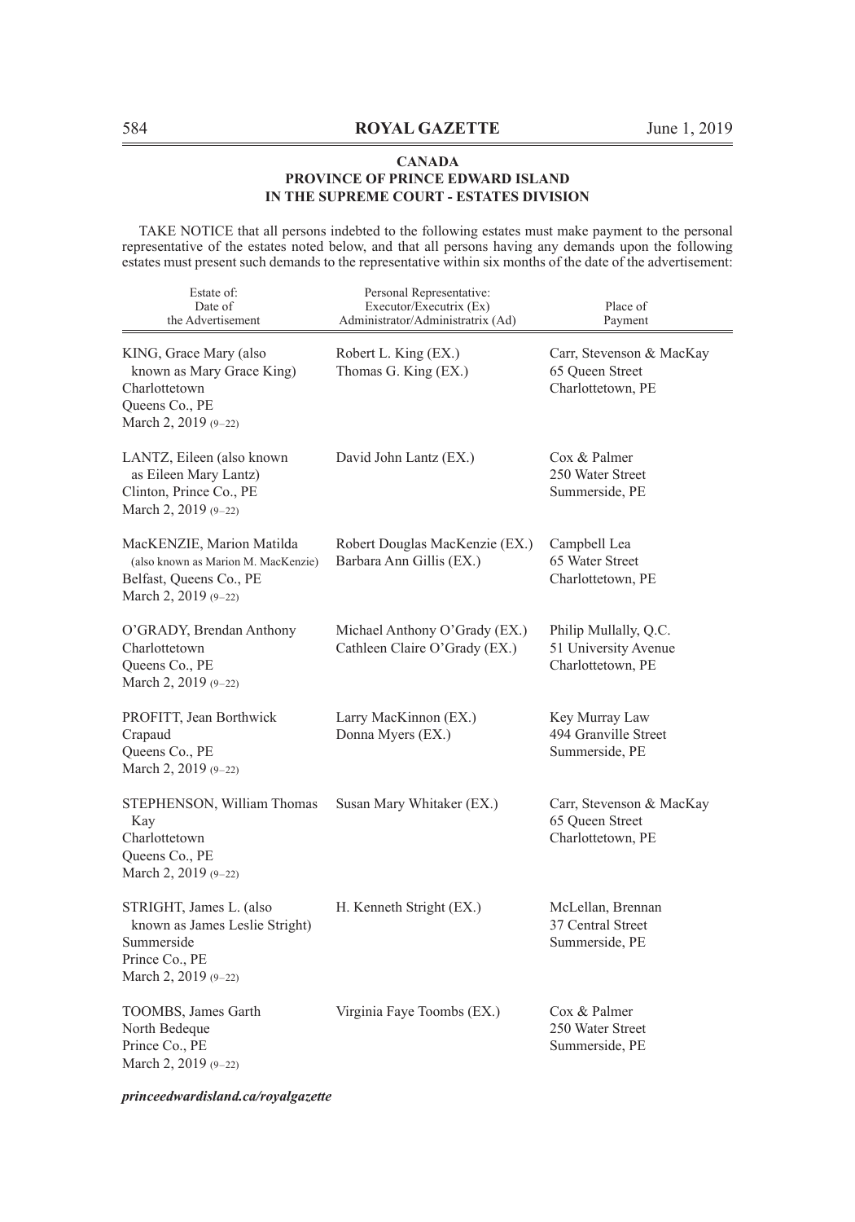**CANADA**
**PROVINCE OF PRINCE EDWARD ISLAND**
**IN THE SUPREME COURT - ESTATES DIVISION**

TAKE NOTICE that all persons indebted to the following estates must make payment to the personal representative of the estates noted below, and that all persons having any demands upon the following estates must present such demands to the representative within six months of the date of the advertisement:

| Estate of: Date of the Advertisement | Personal Representative: Executor/Executrix (Ex) Administrator/Administratrix (Ad) | Place of Payment |
|---|---|---|
| KING, Grace Mary (also known as Mary Grace King) Charlottetown Queens Co., PE March 2, 2019 (9–22) | Robert L. King (EX.) Thomas G. King (EX.) | Carr, Stevenson & MacKay 65 Queen Street Charlottetown, PE |
| LANTZ, Eileen (also known as Eileen Mary Lantz) Clinton, Prince Co., PE March 2, 2019 (9–22) | David John Lantz (EX.) | Cox & Palmer 250 Water Street Summerside, PE |
| MacKENZIE, Marion Matilda (also known as Marion M. MacKenzie) Belfast, Queens Co., PE March 2, 2019 (9–22) | Robert Douglas MacKenzie (EX.) Barbara Ann Gillis (EX.) | Campbell Lea 65 Water Street Charlottetown, PE |
| O'GRADY, Brendan Anthony Charlottetown Queens Co., PE March 2, 2019 (9–22) | Michael Anthony O'Grady (EX.) Cathleen Claire O'Grady (EX.) | Philip Mullally, Q.C. 51 University Avenue Charlottetown, PE |
| PROFITT, Jean Borthwick Crapaud Queens Co., PE March 2, 2019 (9–22) | Larry MacKinnon (EX.) Donna Myers (EX.) | Key Murray Law 494 Granville Street Summerside, PE |
| STEPHENSON, William Thomas Kay Charlottetown Queens Co., PE March 2, 2019 (9–22) | Susan Mary Whitaker (EX.) | Carr, Stevenson & MacKay 65 Queen Street Charlottetown, PE |
| STRIGHT, James L. (also known as James Leslie Stright) Summerside Prince Co., PE March 2, 2019 (9–22) | H. Kenneth Stright (EX.) | McLellan, Brennan 37 Central Street Summerside, PE |
| TOOMBS, James Garth North Bedeque Prince Co., PE March 2, 2019 (9–22) | Virginia Faye Toombs (EX.) | Cox & Palmer 250 Water Street Summerside, PE |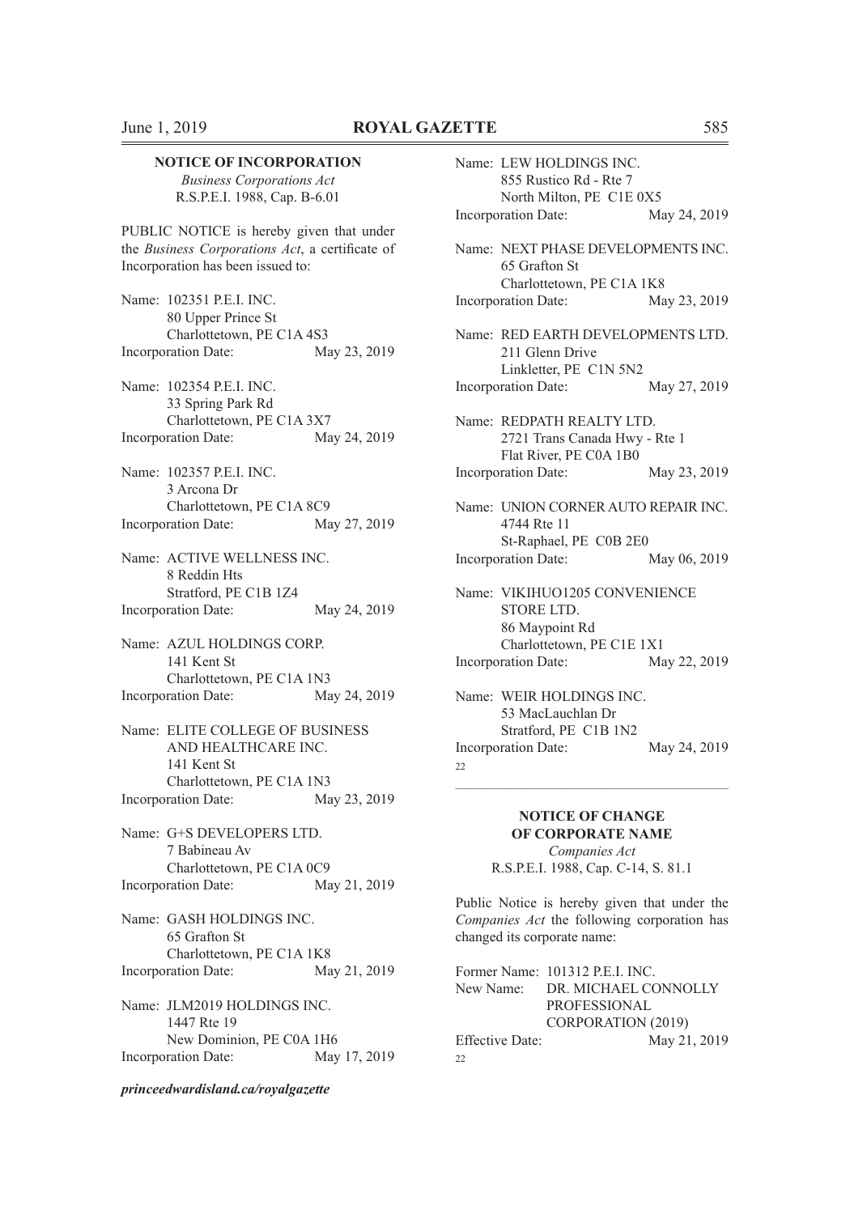**NOTICE OF INCORPORATION**

*Business Corporations Act*
R.S.P.E.I. 1988, Cap. B-6.01

PUBLIC NOTICE is hereby given that under the *Business Corporations Act*, a certificate of Incorporation has been issued to:

Name: 102351 P.E.I. INC.
80 Upper Prince St
Charlottetown, PE C1A 4S3
Incorporation Date: May 23, 2019

Name: 102354 P.E.I. INC.
33 Spring Park Rd
Charlottetown, PE C1A 3X7
Incorporation Date: May 24, 2019

Name: 102357 P.E.I. INC.
3 Arcona Dr
Charlottetown, PE C1A 8C9
Incorporation Date: May 27, 2019

Name: ACTIVE WELLNESS INC.
8 Reddin Hts
Stratford, PE C1B 1Z4
Incorporation Date: May 24, 2019

Name: AZUL HOLDINGS CORP.
141 Kent St
Charlottetown, PE C1A 1N3
Incorporation Date: May 24, 2019

Name: ELITE COLLEGE OF BUSINESS AND HEALTHCARE INC.
141 Kent St
Charlottetown, PE C1A 1N3
Incorporation Date: May 23, 2019

Name: G+S DEVELOPERS LTD.
7 Babineau Av
Charlottetown, PE C1A 0C9
Incorporation Date: May 21, 2019

Name: GASH HOLDINGS INC.
65 Grafton St
Charlottetown, PE C1A 1K8
Incorporation Date: May 21, 2019

Name: JLM2019 HOLDINGS INC.
1447 Rte 19
New Dominion, PE C0A 1H6
Incorporation Date: May 17, 2019

Name: LEW HOLDINGS INC.
855 Rustico Rd - Rte 7
North Milton, PE C1E 0X5
Incorporation Date: May 24, 2019

Name: NEXT PHASE DEVELOPMENTS INC.
65 Grafton St
Charlottetown, PE C1A 1K8
Incorporation Date: May 23, 2019

Name: RED EARTH DEVELOPMENTS LTD.
211 Glenn Drive
Linkletter, PE C1N 5N2
Incorporation Date: May 27, 2019

Name: REDPATH REALTY LTD.
2721 Trans Canada Hwy - Rte 1
Flat River, PE C0A 1B0
Incorporation Date: May 23, 2019

Name: UNION CORNER AUTO REPAIR INC.
4744 Rte 11
St-Raphael, PE C0B 2E0
Incorporation Date: May 06, 2019

Name: VIKIHUO1205 CONVENIENCE STORE LTD.
86 Maypoint Rd
Charlottetown, PE C1E 1X1
Incorporation Date: May 22, 2019

Name: WEIR HOLDINGS INC.
53 MacLauchlan Dr
Stratford, PE C1B 1N2
Incorporation Date: May 24, 2019

22

---

**NOTICE OF CHANGE OF CORPORATE NAME**

*Companies Act*
R.S.P.E.I. 1988, Cap. C-14, S. 81.1

Public Notice is hereby given that under the *Companies Act* the following corporation has changed its corporate name:

Former Name: 101312 P.E.I. INC.
New Name: DR. MICHAEL CONNOLLY PROFESSIONAL CORPORATION (2019)
Effective Date: May 21, 2019

22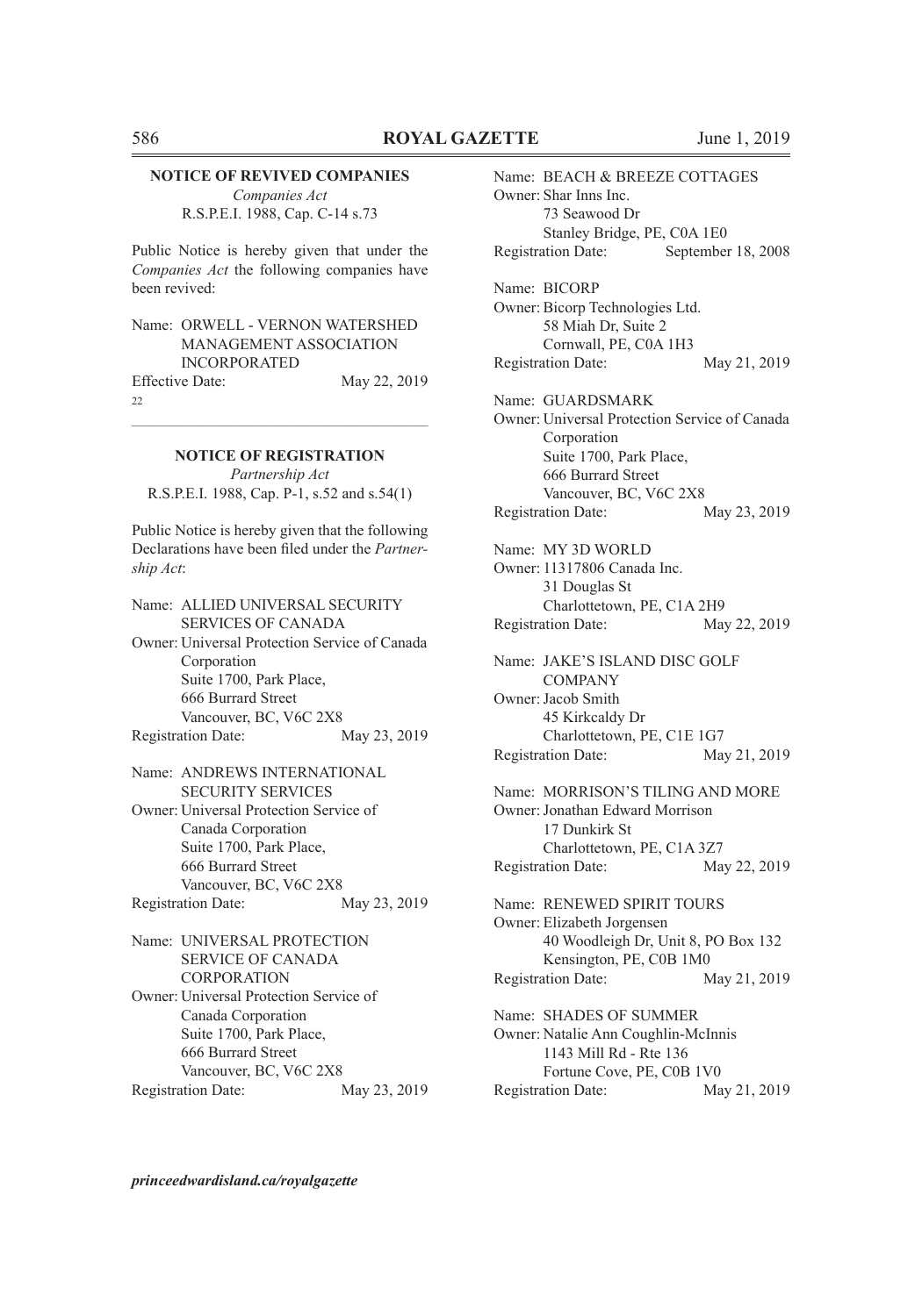## NOTICE OF REVIVED COMPANIES

*Companies Act*
R.S.P.E.I. 1988, Cap. C-14 s.73

Public Notice is hereby given that under the *Companies Act* the following companies have been revived:

Name: ORWELL - VERNON WATERSHED MANAGEMENT ASSOCIATION INCORPORATED
Effective Date: May 22, 2019

22

---

## NOTICE OF REGISTRATION

*Partnership Act*
R.S.P.E.I. 1988, Cap. P-1, s.52 and s.54(1)

Public Notice is hereby given that the following Declarations have been filed under the *Partnership Act*:

Name: ALLIED UNIVERSAL SECURITY SERVICES OF CANADA
Owner: Universal Protection Service of Canada Corporation
Suite 1700, Park Place,
666 Burrard Street
Vancouver, BC, V6C 2X8
Registration Date: May 23, 2019

Name: ANDREWS INTERNATIONAL SECURITY SERVICES
Owner: Universal Protection Service of Canada Corporation
Suite 1700, Park Place,
666 Burrard Street
Vancouver, BC, V6C 2X8
Registration Date: May 23, 2019

Name: UNIVERSAL PROTECTION SERVICE OF CANADA CORPORATION
Owner: Universal Protection Service of Canada Corporation
Suite 1700, Park Place,
666 Burrard Street
Vancouver, BC, V6C 2X8
Registration Date: May 23, 2019

Name: BEACH & BREEZE COTTAGES
Owner: Shar Inns Inc.
73 Seawood Dr
Stanley Bridge, PE, C0A 1E0
Registration Date: September 18, 2008

Name: BICORP
Owner: Bicorp Technologies Ltd.
58 Miah Dr, Suite 2
Cornwall, PE, C0A 1H3
Registration Date: May 21, 2019

Name: GUARDSMARK
Owner: Universal Protection Service of Canada Corporation
Suite 1700, Park Place,
666 Burrard Street
Vancouver, BC, V6C 2X8
Registration Date: May 23, 2019

Name: MY 3D WORLD
Owner: 11317806 Canada Inc.
31 Douglas St
Charlottetown, PE, C1A 2H9
Registration Date: May 22, 2019

Name: JAKE'S ISLAND DISC GOLF COMPANY
Owner: Jacob Smith
45 Kirkcaldy Dr
Charlottetown, PE, C1E 1G7
Registration Date: May 21, 2019

Name: MORRISON'S TILING AND MORE
Owner: Jonathan Edward Morrison
17 Dunkirk St
Charlottetown, PE, C1A 3Z7
Registration Date: May 22, 2019

Name: RENEWED SPIRIT TOURS
Owner: Elizabeth Jorgensen
40 Woodleigh Dr, Unit 8, PO Box 132
Kensington, PE, C0B 1M0
Registration Date: May 21, 2019

Name: SHADES OF SUMMER
Owner: Natalie Ann Coughlin-McInnis
1143 Mill Rd - Rte 136
Fortune Cove, PE, C0B 1V0
Registration Date: May 21, 2019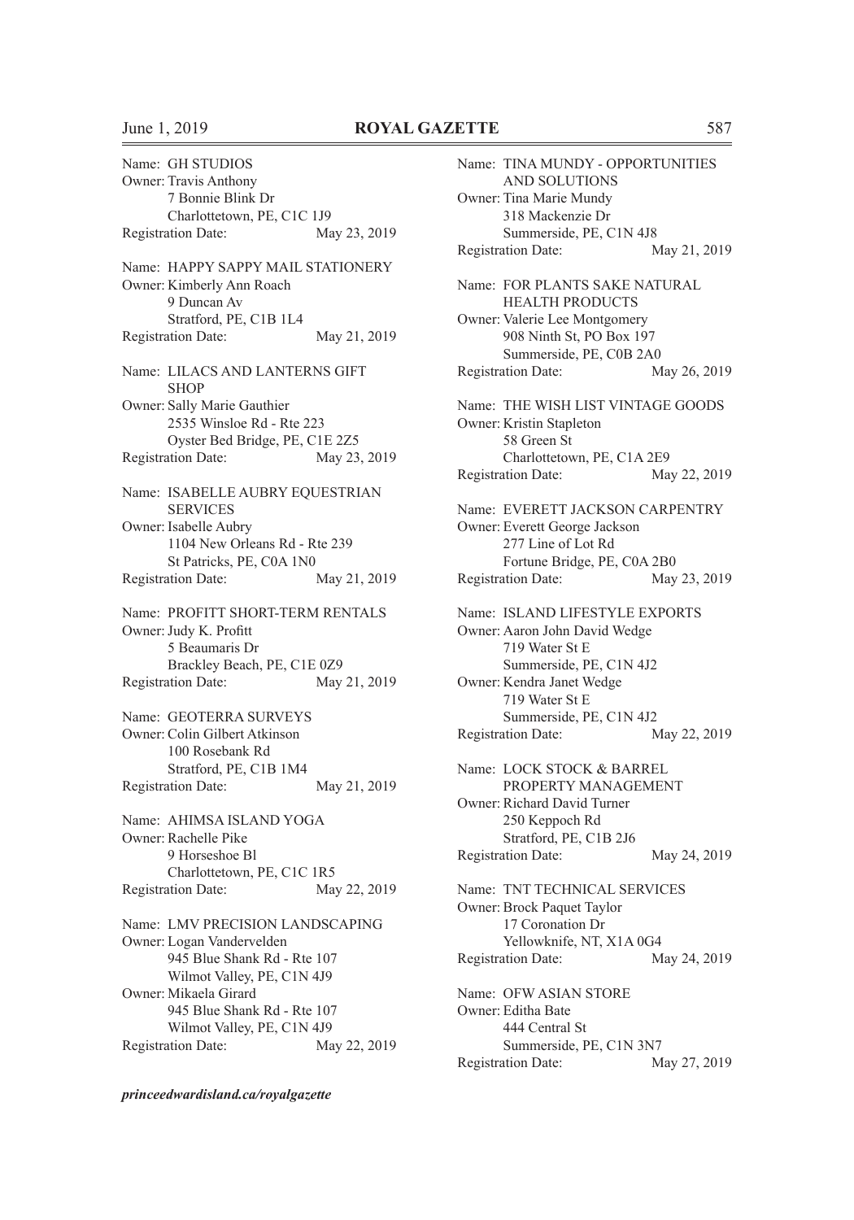Name: GH STUDIOS
Owner: Travis Anthony
7 Bonnie Blink Dr
Charlottetown, PE, C1C 1J9
Registration Date: May 23, 2019

Name: HAPPY SAPPY MAIL STATIONERY
Owner: Kimberly Ann Roach
9 Duncan Av
Stratford, PE, C1B 1L4
Registration Date: May 21, 2019

Name: LILACS AND LANTERNS GIFT SHOP
Owner: Sally Marie Gauthier
2535 Winsloe Rd - Rte 223
Oyster Bed Bridge, PE, C1E 2Z5
Registration Date: May 23, 2019

Name: ISABELLE AUBRY EQUESTRIAN SERVICES
Owner: Isabelle Aubry
1104 New Orleans Rd - Rte 239
St Patricks, PE, C0A 1N0
Registration Date: May 21, 2019

Name: PROFITT SHORT-TERM RENTALS
Owner: Judy K. Profitt
5 Beaumaris Dr
Brackley Beach, PE, C1E 0Z9
Registration Date: May 21, 2019

Name: GEOTERRA SURVEYS
Owner: Colin Gilbert Atkinson
100 Rosebank Rd
Stratford, PE, C1B 1M4
Registration Date: May 21, 2019

Name: AHIMSA ISLAND YOGA
Owner: Rachelle Pike
9 Horseshoe Bl
Charlottetown, PE, C1C 1R5
Registration Date: May 22, 2019

Name: LMV PRECISION LANDSCAPING
Owner: Logan Vandervelden
945 Blue Shank Rd - Rte 107
Wilmot Valley, PE, C1N 4J9
Owner: Mikaela Girard
945 Blue Shank Rd - Rte 107
Wilmot Valley, PE, C1N 4J9
Registration Date: May 22, 2019

Name: TINA MUNDY - OPPORTUNITIES AND SOLUTIONS
Owner: Tina Marie Mundy
318 Mackenzie Dr
Summerside, PE, C1N 4J8
Registration Date: May 21, 2019

Name: FOR PLANTS SAKE NATURAL HEALTH PRODUCTS
Owner: Valerie Lee Montgomery
908 Ninth St, PO Box 197
Summerside, PE, C0B 2A0
Registration Date: May 26, 2019

Name: THE WISH LIST VINTAGE GOODS
Owner: Kristin Stapleton
58 Green St
Charlottetown, PE, C1A 2E9
Registration Date: May 22, 2019

Name: EVERETT JACKSON CARPENTRY
Owner: Everett George Jackson
277 Line of Lot Rd
Fortune Bridge, PE, C0A 2B0
Registration Date: May 23, 2019

Name: ISLAND LIFESTYLE EXPORTS
Owner: Aaron John David Wedge
719 Water St E
Summerside, PE, C1N 4J2
Owner: Kendra Janet Wedge
719 Water St E
Summerside, PE, C1N 4J2
Registration Date: May 22, 2019

Name: LOCK STOCK & BARREL PROPERTY MANAGEMENT
Owner: Richard David Turner
250 Keppoch Rd
Stratford, PE, C1B 2J6
Registration Date: May 24, 2019

Name: TNT TECHNICAL SERVICES
Owner: Brock Paquet Taylor
17 Coronation Dr
Yellowknife, NT, X1A 0G4
Registration Date: May 24, 2019

Name: OFW ASIAN STORE
Owner: Editha Bate
444 Central St
Summerside, PE, C1N 3N7
Registration Date: May 27, 2019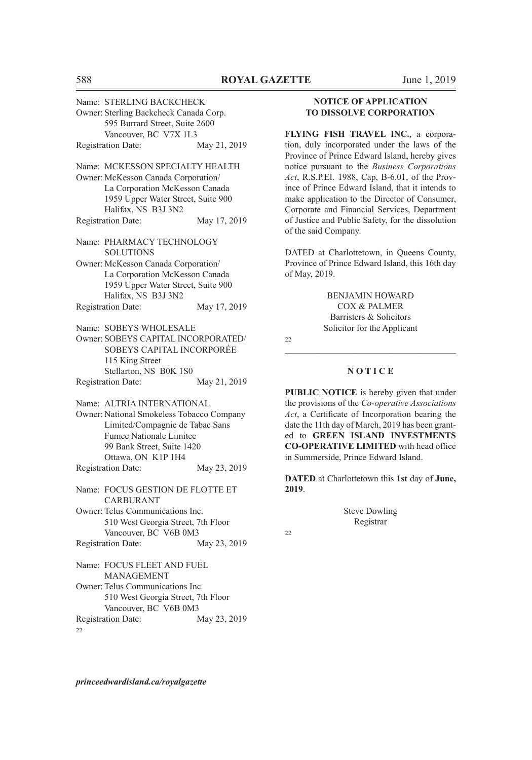Name: STERLING BACKCHECK
Owner: Sterling Backcheck Canada Corp.
595 Burrard Street, Suite 2600
Vancouver, BC V7X 1L3
Registration Date: May 21, 2019

Name: MCKESSON SPECIALTY HEALTH
Owner: McKesson Canada Corporation/
La Corporation McKesson Canada
1959 Upper Water Street, Suite 900
Halifax, NS B3J 3N2
Registration Date: May 17, 2019

Name: PHARMACY TECHNOLOGY SOLUTIONS
Owner: McKesson Canada Corporation/
La Corporation McKesson Canada
1959 Upper Water Street, Suite 900
Halifax, NS B3J 3N2
Registration Date: May 17, 2019

Name: SOBEYS WHOLESALE
Owner: SOBEYS CAPITAL INCORPORATED/
SOBEYS CAPITAL INCORPORÉE
115 King Street
Stellarton, NS B0K 1S0
Registration Date: May 21, 2019

Name: ALTRIA INTERNATIONAL
Owner: National Smokeless Tobacco Company Limited/Compagnie de Tabac Sans Fumee Nationale Limitee
99 Bank Street, Suite 1420
Ottawa, ON K1P 1H4
Registration Date: May 23, 2019

Name: FOCUS GESTION DE FLOTTE ET CARBURANT
Owner: Telus Communications Inc.
510 West Georgia Street, 7th Floor
Vancouver, BC V6B 0M3
Registration Date: May 23, 2019

Name: FOCUS FLEET AND FUEL MANAGEMENT
Owner: Telus Communications Inc.
510 West Georgia Street, 7th Floor
Vancouver, BC V6B 0M3
Registration Date: May 23, 2019

22

## NOTICE OF APPLICATION TO DISSOLVE CORPORATION

**FLYING FISH TRAVEL INC.**, a corporation, duly incorporated under the laws of the Province of Prince Edward Island, hereby gives notice pursuant to the *Business Corporations Act*, R.S.P.EI. 1988, Cap, B-6.01, of the Province of Prince Edward Island, that it intends to make application to the Director of Consumer, Corporate and Financial Services, Department of Justice and Public Safety, for the dissolution of the said Company.

DATED at Charlottetown, in Queens County, Province of Prince Edward Island, this 16th day of May, 2019.

BENJAMIN HOWARD
COX & PALMER
Barristers & Solicitors
Solicitor for the Applicant

22

## N O T I C E

**PUBLIC NOTICE** is hereby given that under the provisions of the *Co-operative Associations Act*, a Certificate of Incorporation bearing the date the 11th day of March, 2019 has been granted to **GREEN ISLAND INVESTMENTS CO-OPERATIVE LIMITED** with head office in Summerside, Prince Edward Island.

**DATED** at Charlottetown this **1st** day of **June, 2019**.

Steve Dowling
Registrar

22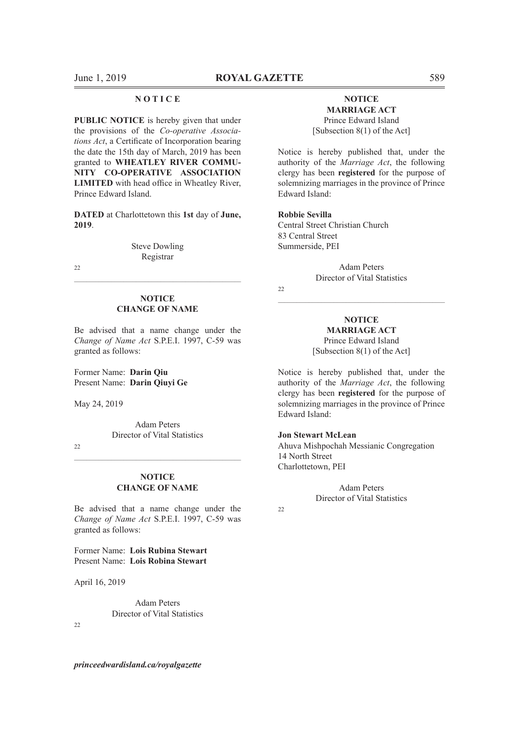## N O T I C E

**PUBLIC NOTICE** is hereby given that under the provisions of the *Co-operative Associations Act*, a Certificate of Incorporation bearing the date the 15th day of March, 2019 has been granted to **WHEATLEY RIVER COMMUNITY CO-OPERATIVE ASSOCIATION LIMITED** with head office in Wheatley River, Prince Edward Island.

**DATED** at Charlottetown this **1st** day of **June, 2019**.

Steve Dowling
Registrar

22

---

## NOTICE
## CHANGE OF NAME

Be advised that a name change under the *Change of Name Act* S.P.E.I. 1997, C-59 was granted as follows:

Former Name: **Darin Qiu**
Present Name: **Darin Qiuyi Ge**

May 24, 2019

Adam Peters
Director of Vital Statistics

22

---

## NOTICE
## CHANGE OF NAME

Be advised that a name change under the *Change of Name Act* S.P.E.I. 1997, C-59 was granted as follows:

Former Name: **Lois Rubina Stewart**
Present Name: **Lois Robina Stewart**

April 16, 2019

Adam Peters
Director of Vital Statistics

22

---

## NOTICE
## MARRIAGE ACT
Prince Edward Island
[Subsection 8(1) of the Act]

Notice is hereby published that, under the authority of the *Marriage Act*, the following clergy has been **registered** for the purpose of solemnizing marriages in the province of Prince Edward Island:

**Robbie Sevilla**
Central Street Christian Church
83 Central Street
Summerside, PEI

Adam Peters
Director of Vital Statistics

22

---

## NOTICE
## MARRIAGE ACT
Prince Edward Island
[Subsection 8(1) of the Act]

Notice is hereby published that, under the authority of the *Marriage Act*, the following clergy has been **registered** for the purpose of solemnizing marriages in the province of Prince Edward Island:

**Jon Stewart McLean**
Ahuva Mishpochah Messianic Congregation
14 North Street
Charlottetown, PEI

Adam Peters
Director of Vital Statistics

22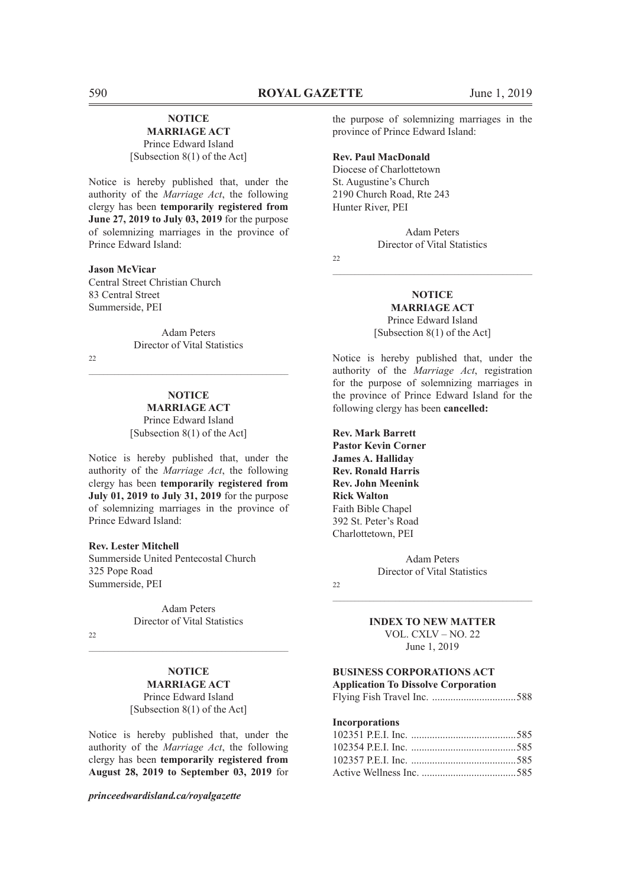**NOTICE**
**MARRIAGE ACT**
Prince Edward Island
[Subsection 8(1) of the Act]

Notice is hereby published that, under the authority of the *Marriage Act*, the following clergy has been **temporarily registered from June 27, 2019 to July 03, 2019** for the purpose of solemnizing marriages in the province of Prince Edward Island:

**Jason McVicar**
Central Street Christian Church
83 Central Street
Summerside, PEI

Adam Peters
Director of Vital Statistics

22

---

**NOTICE**
**MARRIAGE ACT**
Prince Edward Island
[Subsection 8(1) of the Act]

Notice is hereby published that, under the authority of the *Marriage Act*, the following clergy has been **temporarily registered from July 01, 2019 to July 31, 2019** for the purpose of solemnizing marriages in the province of Prince Edward Island:

**Rev. Lester Mitchell**
Summerside United Pentecostal Church
325 Pope Road
Summerside, PEI

Adam Peters
Director of Vital Statistics

22

---

**NOTICE**
**MARRIAGE ACT**
Prince Edward Island
[Subsection 8(1) of the Act]

Notice is hereby published that, under the authority of the *Marriage Act*, the following clergy has been **temporarily registered from August 28, 2019 to September 03, 2019** for the purpose of solemnizing marriages in the province of Prince Edward Island:

**Rev. Paul MacDonald**
Diocese of Charlottetown
St. Augustine's Church
2190 Church Road, Rte 243
Hunter River, PEI

Adam Peters
Director of Vital Statistics

22

---

**NOTICE**
**MARRIAGE ACT**
Prince Edward Island
[Subsection 8(1) of the Act]

Notice is hereby published that, under the authority of the *Marriage Act*, registration for the purpose of solemnizing marriages in the province of Prince Edward Island for the following clergy has been **cancelled:**

**Rev. Mark Barrett**
**Pastor Kevin Corner**
**James A. Halliday**
**Rev. Ronald Harris**
**Rev. John Meenink**
**Rick Walton**
Faith Bible Chapel
392 St. Peter's Road
Charlottetown, PEI

Adam Peters
Director of Vital Statistics

22

---

**INDEX TO NEW MATTER**
VOL. CXLV – NO. 22
June 1, 2019

**BUSINESS CORPORATIONS ACT**
**Application To Dissolve Corporation**
Flying Fish Travel Inc. ................................588

**Incorporations**
102351 P.E.I. Inc. ........................................585
102354 P.E.I. Inc. ........................................585
102357 P.E.I. Inc. ........................................585
Active Wellness Inc. ....................................585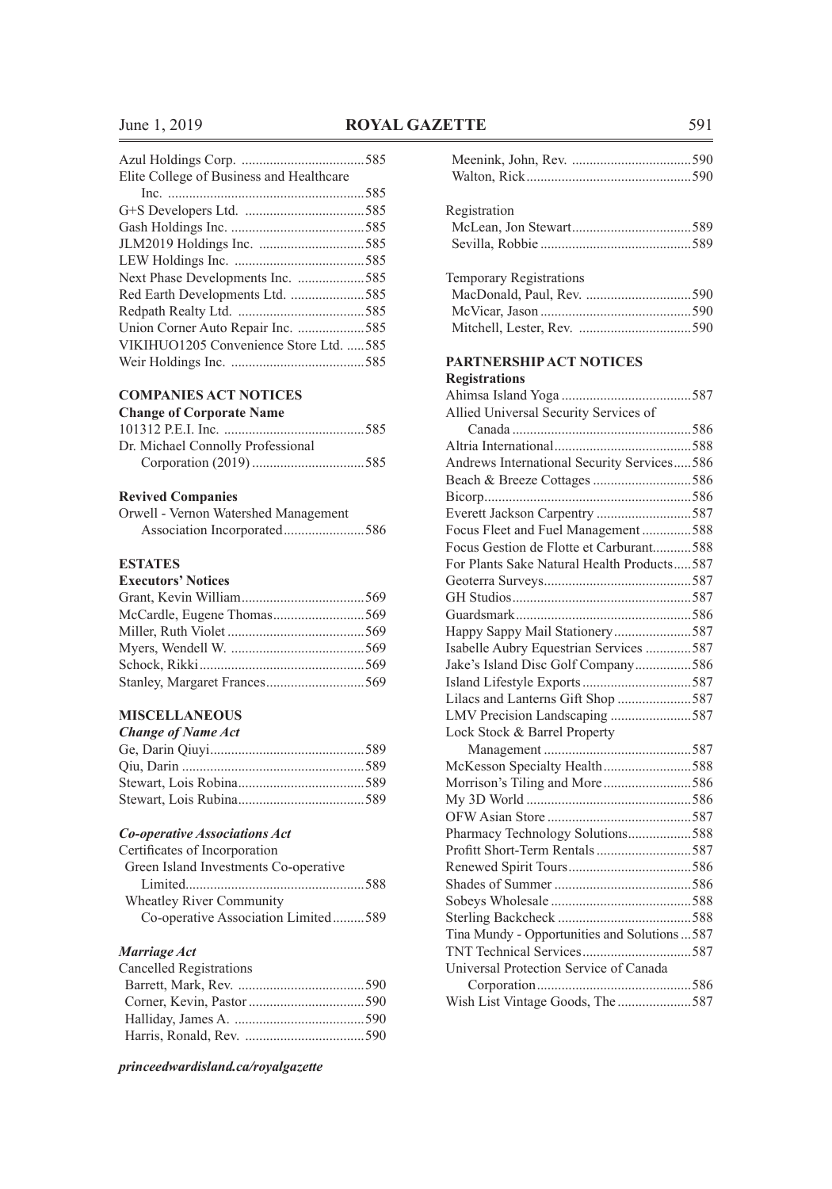Azul Holdings Corp. ....................................585
Elite College of Business and Healthcare Inc. ..........................................................585
G+S Developers Ltd. ..................................585
Gash Holdings Inc. ......................................585
JLM2019 Holdings Inc. ..............................585
LEW Holdings Inc. .....................................585
Next Phase Developments Inc. ...................585
Red Earth Developments Ltd. .....................585
Redpath Realty Ltd. ....................................585
Union Corner Auto Repair Inc. ...................585
VIKIHUO1205 Convenience Store Ltd. ......585
Weir Holdings Inc. ......................................585

## COMPANIES ACT NOTICES

### Change of Corporate Name

101312 P.E.I. Inc. ........................................585
Dr. Michael Connolly Professional Corporation (2019) ................................585

### Revived Companies

Orwell - Vernon Watershed Management Association Incorporated.......................586

## ESTATES

### Executors' Notices

Grant, Kevin William...................................569
McCardle, Eugene Thomas..........................569
Miller, Ruth Violet .......................................569
Myers, Wendell W. ......................................569
Schock, Rikki...............................................569
Stanley, Margaret Frances............................569

## MISCELLANEOUS

### *Change of Name Act*

Ge, Darin Qiuyi............................................589
Qiu, Darin ....................................................589
Stewart, Lois Robina....................................589
Stewart, Lois Rubina....................................589

### *Co-operative Associations Act*

Certificates of Incorporation

Green Island Investments Co-operative Limited...................................................588
Wheatley River Community Co-operative Association Limited.........589

### *Marriage Act*

Cancelled Registrations

Barrett, Mark, Rev. ....................................590
Corner, Kevin, Pastor .................................590
Halliday, James A. .....................................590
Harris, Ronald, Rev. ..................................590
Meenink, John, Rev. ..................................590
Walton, Rick...............................................590

Registration

McLean, Jon Stewart..................................589
Sevilla, Robbie ...........................................589

Temporary Registrations

MacDonald, Paul, Rev. ..............................590
McVicar, Jason ...........................................590
Mitchell, Lester, Rev. ................................590

## PARTNERSHIP ACT NOTICES

### Registrations

Ahimsa Island Yoga .....................................587
Allied Universal Security Services of Canada ...................................................586
Altria International.......................................588
Andrews International Security Services.....586
Beach & Breeze Cottages ............................586
Bicorp...........................................................586
Everett Jackson Carpentry ...........................587
Focus Fleet and Fuel Management ..............588
Focus Gestion de Flotte et Carburant...........588
For Plants Sake Natural Health Products.....587
Geoterra Surveys..........................................587
GH Studios...................................................587
Guardsmark..................................................586
Happy Sappy Mail Stationery......................587
Isabelle Aubry Equestrian Services .............587
Jake's Island Disc Golf Company................586
Island Lifestyle Exports...............................587
Lilacs and Lanterns Gift Shop .....................587
LMV Precision Landscaping .......................587
Lock Stock & Barrel Property Management ..........................................587
McKesson Specialty Health.........................588
Morrison's Tiling and More.........................586
My 3D World ...............................................586
OFW Asian Store .........................................587
Pharmacy Technology Solutions..................588
Profitt Short-Term Rentals ...........................587
Renewed Spirit Tours...................................586
Shades of Summer .......................................586
Sobeys Wholesale ........................................588
Sterling Backcheck ......................................588
Tina Mundy - Opportunities and Solutions ...587
TNT Technical Services...............................587
Universal Protection Service of Canada Corporation............................................586
Wish List Vintage Goods, The .....................587

*princeedwardisland.ca/royalgazette*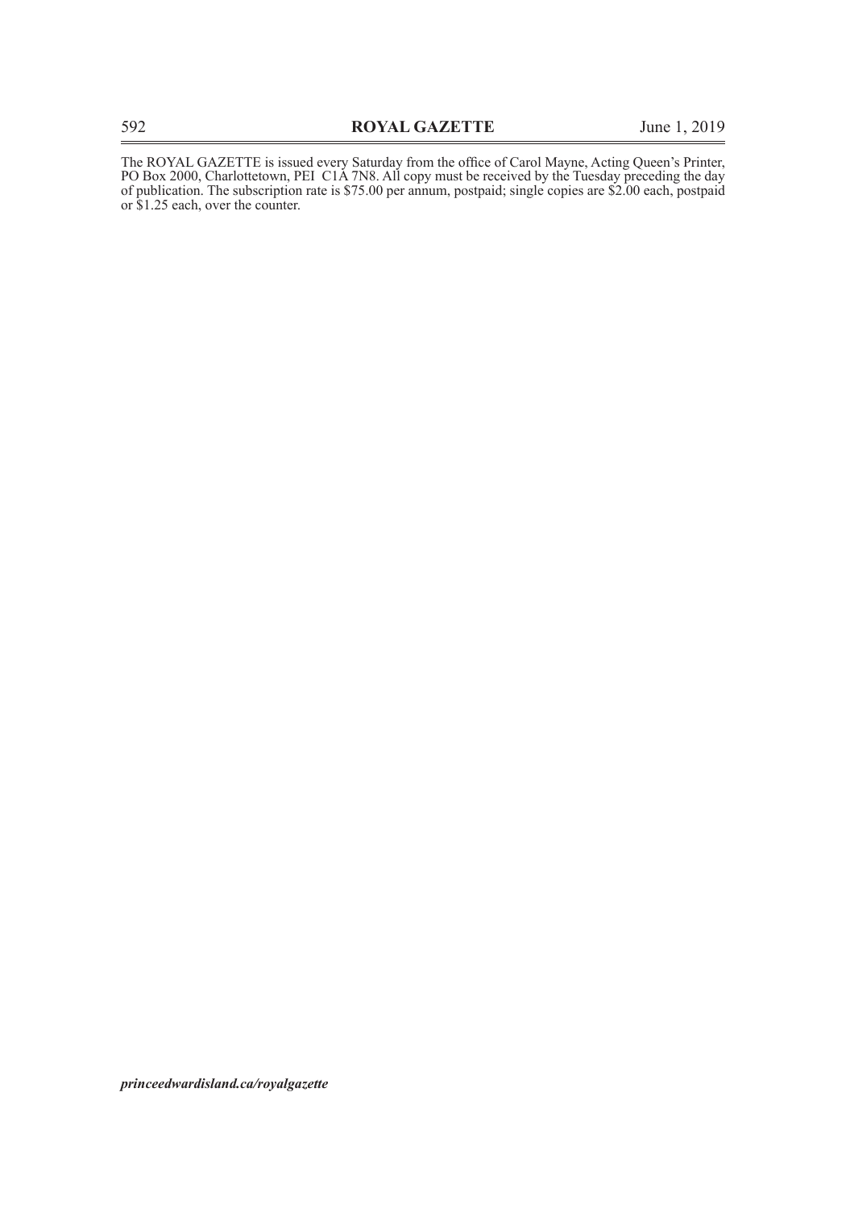The ROYAL GAZETTE is issued every Saturday from the office of Carol Mayne, Acting Queen's Printer, PO Box 2000, Charlottetown, PEI C1A 7N8. All copy must be received by the Tuesday preceding the day of publication. The subscription rate is $75.00 per annum, postpaid; single copies are $2.00 each, postpaid or $1.25 each, over the counter.

***princeedwardisland.ca/royalgazette***